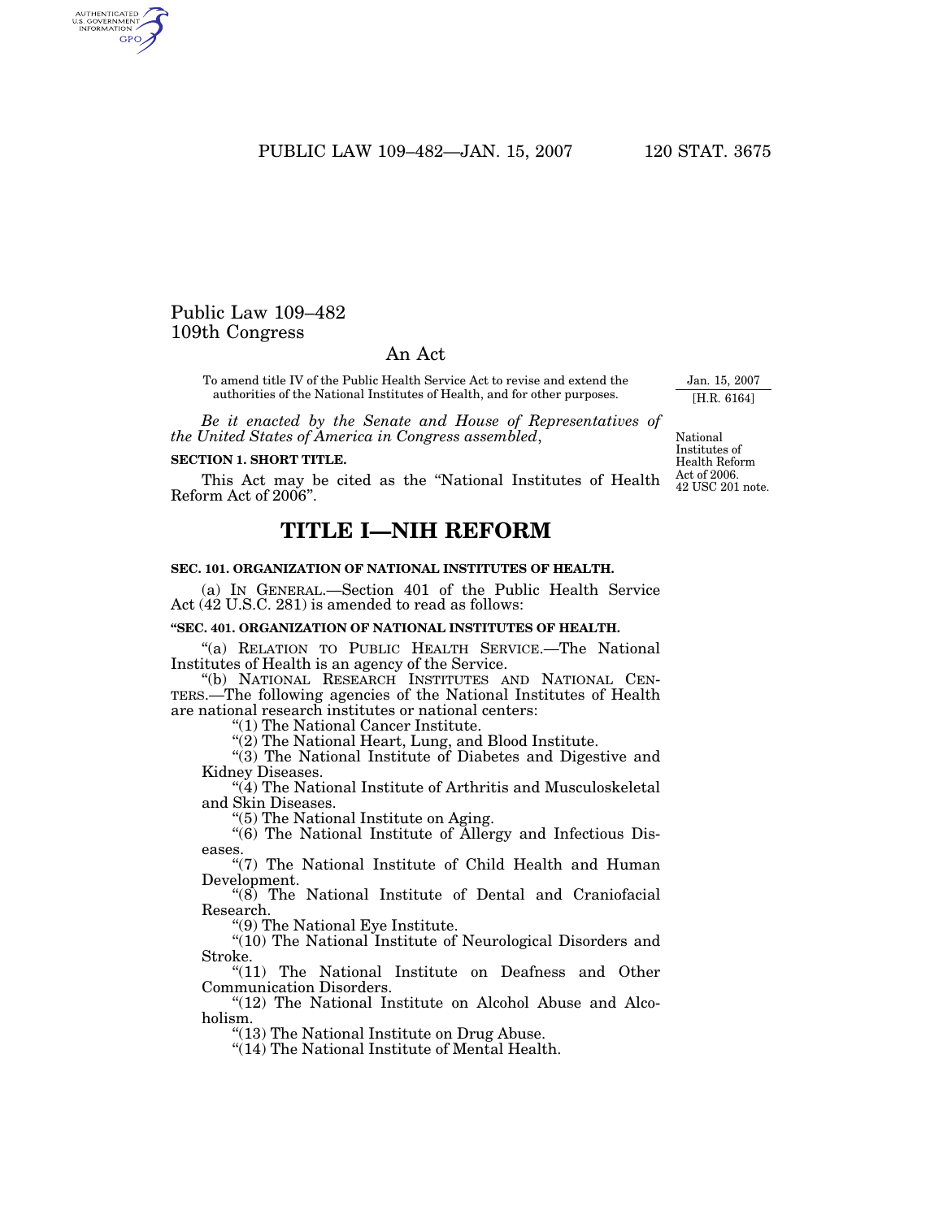# Public Law 109–482
## 109th Congress

## An Act

To amend title IV of the Public Health Service Act to revise and extend the authorities of the National Institutes of Health, and for other purposes.

Jan. 15, 2007
[H.R. 6164]

*Be it enacted by the Senate and House of Representatives of the United States of America in Congress assembled*,

National Institutes of Health Reform Act of 2006.
42 USC 201 note.

**SECTION 1. SHORT TITLE.**

This Act may be cited as the "National Institutes of Health Reform Act of 2006".

# TITLE I—NIH REFORM

**SEC. 101. ORGANIZATION OF NATIONAL INSTITUTES OF HEALTH.**

(a) IN GENERAL.—Section 401 of the Public Health Service Act (42 U.S.C. 281) is amended to read as follows:

**"SEC. 401. ORGANIZATION OF NATIONAL INSTITUTES OF HEALTH.**

"(a) RELATION TO PUBLIC HEALTH SERVICE.—The National Institutes of Health is an agency of the Service.

"(b) NATIONAL RESEARCH INSTITUTES AND NATIONAL CENTERS.—The following agencies of the National Institutes of Health are national research institutes or national centers:

"(1) The National Cancer Institute.

"(2) The National Heart, Lung, and Blood Institute.

"(3) The National Institute of Diabetes and Digestive and Kidney Diseases.

"(4) The National Institute of Arthritis and Musculoskeletal and Skin Diseases.

"(5) The National Institute on Aging.

"(6) The National Institute of Allergy and Infectious Diseases.

"(7) The National Institute of Child Health and Human Development.

"(8) The National Institute of Dental and Craniofacial Research.

"(9) The National Eye Institute.

"(10) The National Institute of Neurological Disorders and Stroke.

"(11) The National Institute on Deafness and Other Communication Disorders.

"(12) The National Institute on Alcohol Abuse and Alcoholism.

"(13) The National Institute on Drug Abuse.

"(14) The National Institute of Mental Health.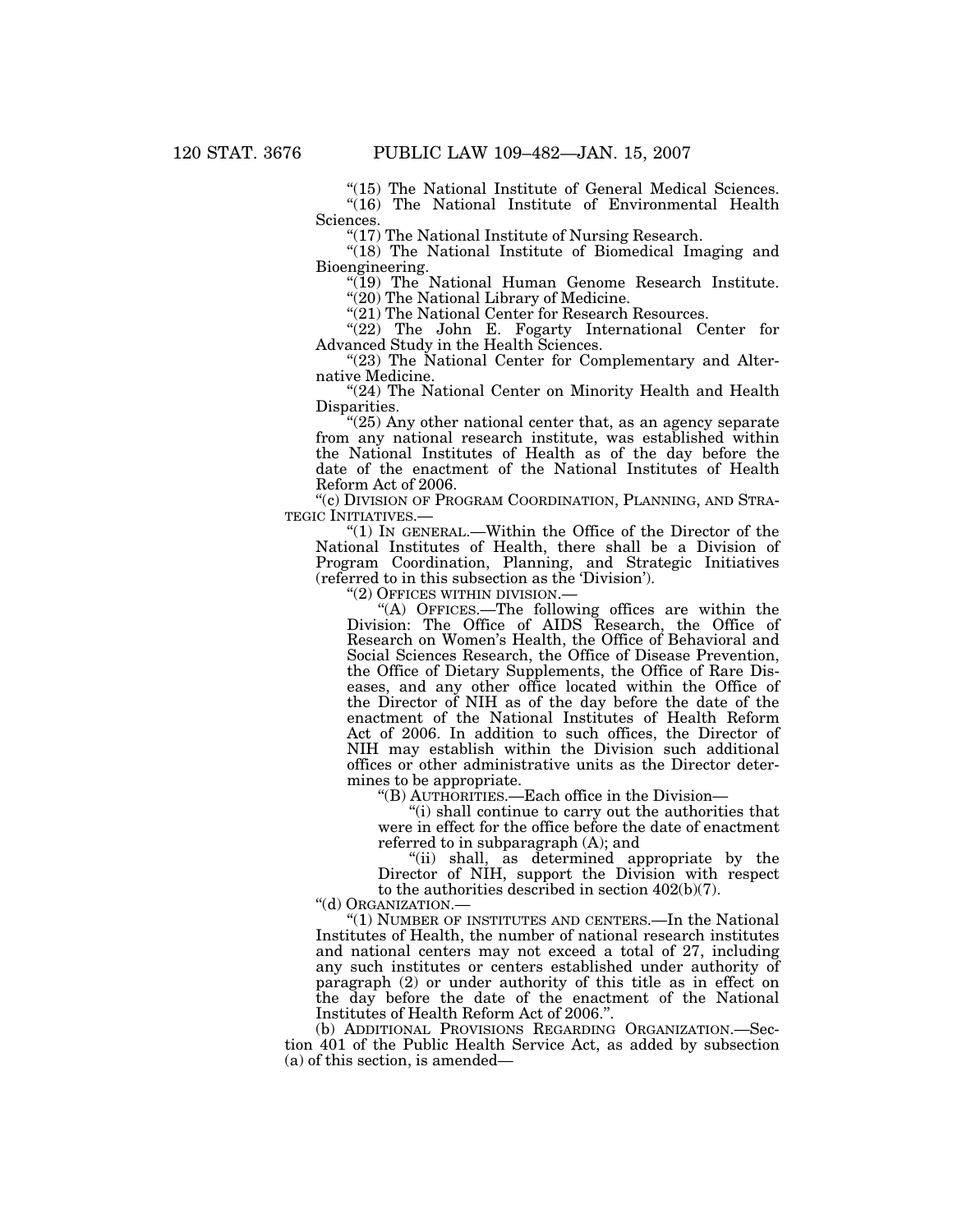"(15) The National Institute of General Medical Sciences.

"(16) The National Institute of Environmental Health Sciences.

"(17) The National Institute of Nursing Research.

"(18) The National Institute of Biomedical Imaging and Bioengineering.

"(19) The National Human Genome Research Institute.

"(20) The National Library of Medicine.

"(21) The National Center for Research Resources.

"(22) The John E. Fogarty International Center for Advanced Study in the Health Sciences.

"(23) The National Center for Complementary and Alternative Medicine.

"(24) The National Center on Minority Health and Health Disparities.

"(25) Any other national center that, as an agency separate from any national research institute, was established within the National Institutes of Health as of the day before the date of the enactment of the National Institutes of Health Reform Act of 2006.

"(c) DIVISION OF PROGRAM COORDINATION, PLANNING, AND STRATEGIC INITIATIVES.—

"(1) IN GENERAL.—Within the Office of the Director of the National Institutes of Health, there shall be a Division of Program Coordination, Planning, and Strategic Initiatives (referred to in this subsection as the 'Division').

"(2) OFFICES WITHIN DIVISION.—

"(A) OFFICES.—The following offices are within the Division: The Office of AIDS Research, the Office of Research on Women's Health, the Office of Behavioral and Social Sciences Research, the Office of Disease Prevention, the Office of Dietary Supplements, the Office of Rare Diseases, and any other office located within the Office of the Director of NIH as of the day before the date of the enactment of the National Institutes of Health Reform Act of 2006. In addition to such offices, the Director of NIH may establish within the Division such additional offices or other administrative units as the Director determines to be appropriate.

"(B) AUTHORITIES.—Each office in the Division—

"(i) shall continue to carry out the authorities that were in effect for the office before the date of enactment referred to in subparagraph (A); and

"(ii) shall, as determined appropriate by the Director of NIH, support the Division with respect to the authorities described in section 402(b)(7).

"(d) ORGANIZATION.—

"(1) NUMBER OF INSTITUTES AND CENTERS.—In the National Institutes of Health, the number of national research institutes and national centers may not exceed a total of 27, including any such institutes or centers established under authority of paragraph (2) or under authority of this title as in effect on the day before the date of the enactment of the National Institutes of Health Reform Act of 2006.".

(b) ADDITIONAL PROVISIONS REGARDING ORGANIZATION.—Section 401 of the Public Health Service Act, as added by subsection (a) of this section, is amended—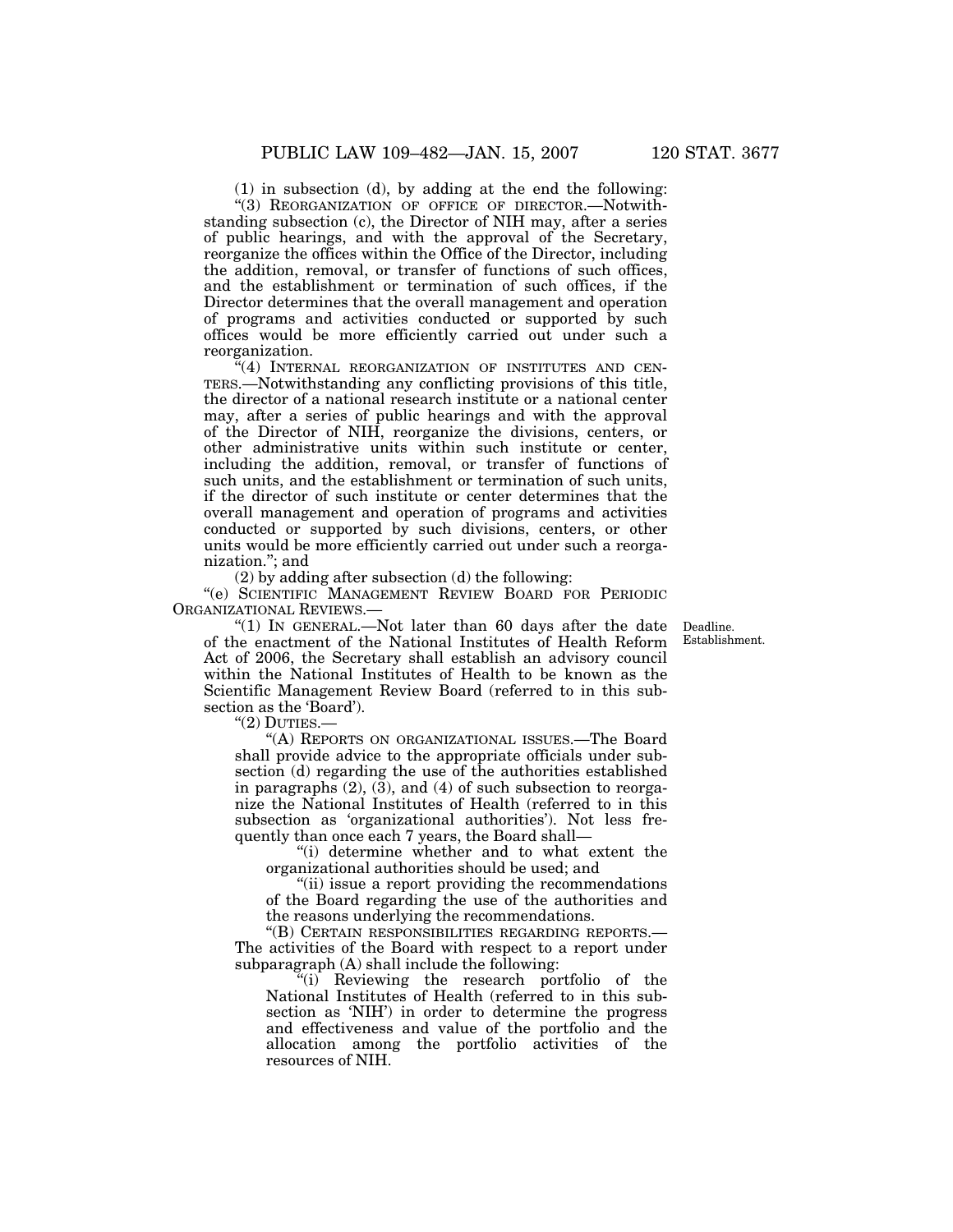(1) in subsection (d), by adding at the end the following:

"(3) REORGANIZATION OF OFFICE OF DIRECTOR.—Notwithstanding subsection (c), the Director of NIH may, after a series of public hearings, and with the approval of the Secretary, reorganize the offices within the Office of the Director, including the addition, removal, or transfer of functions of such offices, and the establishment or termination of such offices, if the Director determines that the overall management and operation of programs and activities conducted or supported by such offices would be more efficiently carried out under such a reorganization.

"(4) INTERNAL REORGANIZATION OF INSTITUTES AND CENTERS.—Notwithstanding any conflicting provisions of this title, the director of a national research institute or a national center may, after a series of public hearings and with the approval of the Director of NIH, reorganize the divisions, centers, or other administrative units within such institute or center, including the addition, removal, or transfer of functions of such units, and the establishment or termination of such units, if the director of such institute or center determines that the overall management and operation of programs and activities conducted or supported by such divisions, centers, or other units would be more efficiently carried out under such a reorganization."; and

(2) by adding after subsection (d) the following:

"(e) SCIENTIFIC MANAGEMENT REVIEW BOARD FOR PERIODIC ORGANIZATIONAL REVIEWS.—

Deadline. Establishment.

"(1) IN GENERAL.—Not later than 60 days after the date of the enactment of the National Institutes of Health Reform Act of 2006, the Secretary shall establish an advisory council within the National Institutes of Health to be known as the Scientific Management Review Board (referred to in this subsection as the 'Board').

"(2) DUTIES.—

"(A) REPORTS ON ORGANIZATIONAL ISSUES.—The Board shall provide advice to the appropriate officials under subsection (d) regarding the use of the authorities established in paragraphs (2), (3), and (4) of such subsection to reorganize the National Institutes of Health (referred to in this subsection as 'organizational authorities'). Not less frequently than once each 7 years, the Board shall—

"(i) determine whether and to what extent the organizational authorities should be used; and

"(ii) issue a report providing the recommendations of the Board regarding the use of the authorities and the reasons underlying the recommendations.

"(B) CERTAIN RESPONSIBILITIES REGARDING REPORTS.—The activities of the Board with respect to a report under subparagraph (A) shall include the following:

"(i) Reviewing the research portfolio of the National Institutes of Health (referred to in this subsection as 'NIH') in order to determine the progress and effectiveness and value of the portfolio and the allocation among the portfolio activities of the resources of NIH.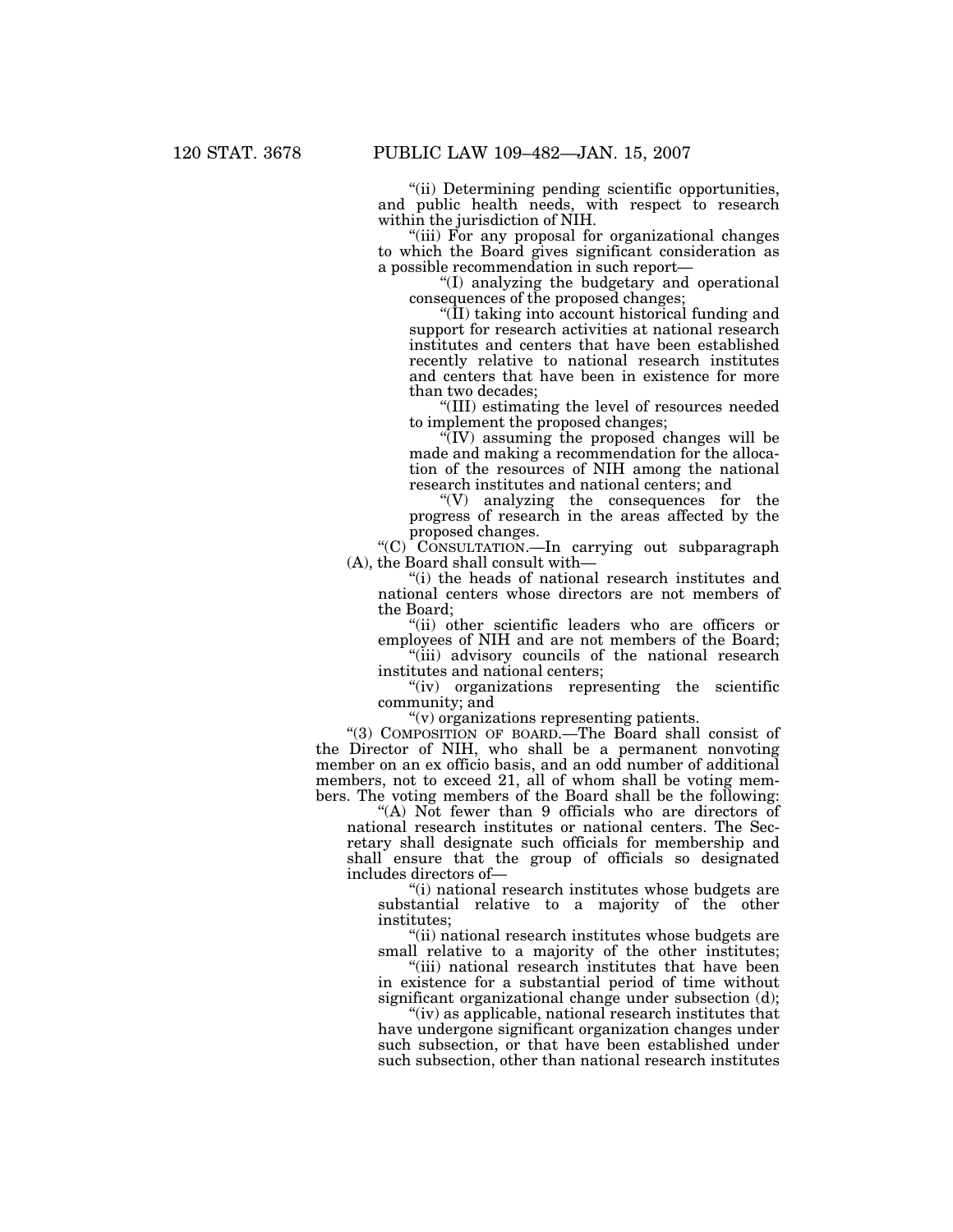"(ii) Determining pending scientific opportunities, and public health needs, with respect to research within the jurisdiction of NIH.

"(iii) For any proposal for organizational changes to which the Board gives significant consideration as a possible recommendation in such report—

"(I) analyzing the budgetary and operational consequences of the proposed changes;

"(II) taking into account historical funding and support for research activities at national research institutes and centers that have been established recently relative to national research institutes and centers that have been in existence for more than two decades;

"(III) estimating the level of resources needed to implement the proposed changes;

"(IV) assuming the proposed changes will be made and making a recommendation for the allocation of the resources of NIH among the national research institutes and national centers; and

"(V) analyzing the consequences for the progress of research in the areas affected by the proposed changes.

"(C) CONSULTATION.—In carrying out subparagraph (A), the Board shall consult with—

"(i) the heads of national research institutes and national centers whose directors are not members of the Board;

"(ii) other scientific leaders who are officers or employees of NIH and are not members of the Board;

"(iii) advisory councils of the national research institutes and national centers;

"(iv) organizations representing the scientific community; and

"(v) organizations representing patients.

"(3) COMPOSITION OF BOARD.—The Board shall consist of the Director of NIH, who shall be a permanent nonvoting member on an ex officio basis, and an odd number of additional members, not to exceed 21, all of whom shall be voting members. The voting members of the Board shall be the following:

"(A) Not fewer than 9 officials who are directors of national research institutes or national centers. The Secretary shall designate such officials for membership and shall ensure that the group of officials so designated includes directors of—

"(i) national research institutes whose budgets are substantial relative to a majority of the other institutes;

"(ii) national research institutes whose budgets are small relative to a majority of the other institutes;

"(iii) national research institutes that have been in existence for a substantial period of time without significant organizational change under subsection (d);

"(iv) as applicable, national research institutes that have undergone significant organization changes under such subsection, or that have been established under such subsection, other than national research institutes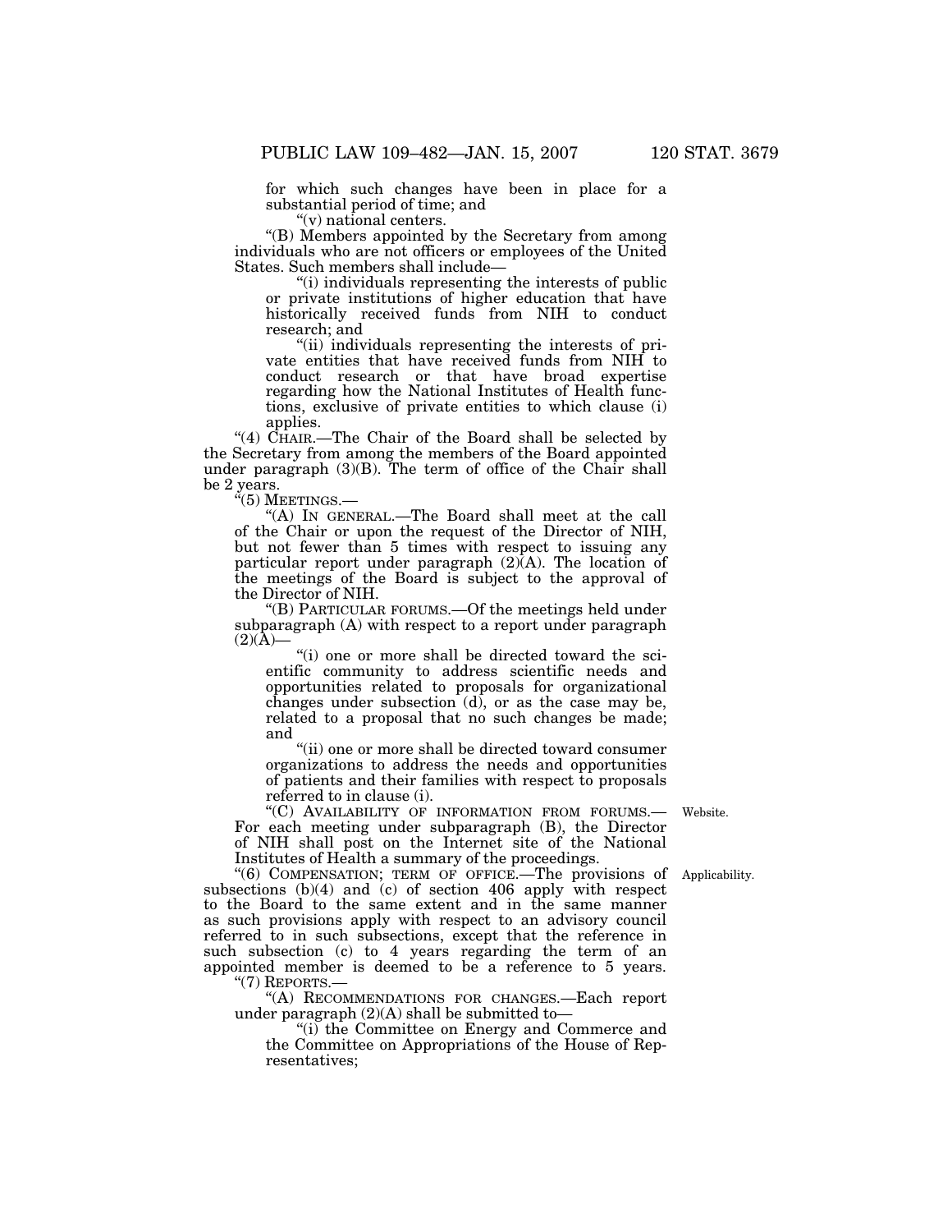for which such changes have been in place for a substantial period of time; and

"(v) national centers.

"(B) Members appointed by the Secretary from among individuals who are not officers or employees of the United States. Such members shall include—

"(i) individuals representing the interests of public or private institutions of higher education that have historically received funds from NIH to conduct research; and

"(ii) individuals representing the interests of private entities that have received funds from NIH to conduct research or that have broad expertise regarding how the National Institutes of Health functions, exclusive of private entities to which clause (i) applies.

"(4) CHAIR.—The Chair of the Board shall be selected by the Secretary from among the members of the Board appointed under paragraph (3)(B). The term of office of the Chair shall be 2 years.

"(5) MEETINGS.—

"(A) IN GENERAL.—The Board shall meet at the call of the Chair or upon the request of the Director of NIH, but not fewer than 5 times with respect to issuing any particular report under paragraph (2)(A). The location of the meetings of the Board is subject to the approval of the Director of NIH.

"(B) PARTICULAR FORUMS.—Of the meetings held under subparagraph (A) with respect to a report under paragraph (2)(A)—

"(i) one or more shall be directed toward the scientific community to address scientific needs and opportunities related to proposals for organizational changes under subsection (d), or as the case may be, related to a proposal that no such changes be made; and

"(ii) one or more shall be directed toward consumer organizations to address the needs and opportunities of patients and their families with respect to proposals referred to in clause (i).

"(C) AVAILABILITY OF INFORMATION FROM FORUMS.—For each meeting under subparagraph (B), the Director of NIH shall post on the Internet site of the National Institutes of Health a summary of the proceedings.

Website.

"(6) COMPENSATION; TERM OF OFFICE.—The provisions of subsections (b)(4) and (c) of section 406 apply with respect to the Board to the same extent and in the same manner as such provisions apply with respect to an advisory council referred to in such subsections, except that the reference in such subsection (c) to 4 years regarding the term of an appointed member is deemed to be a reference to 5 years.

Applicability.

"(7) REPORTS.—

"(A) RECOMMENDATIONS FOR CHANGES.—Each report under paragraph (2)(A) shall be submitted to—

"(i) the Committee on Energy and Commerce and the Committee on Appropriations of the House of Representatives;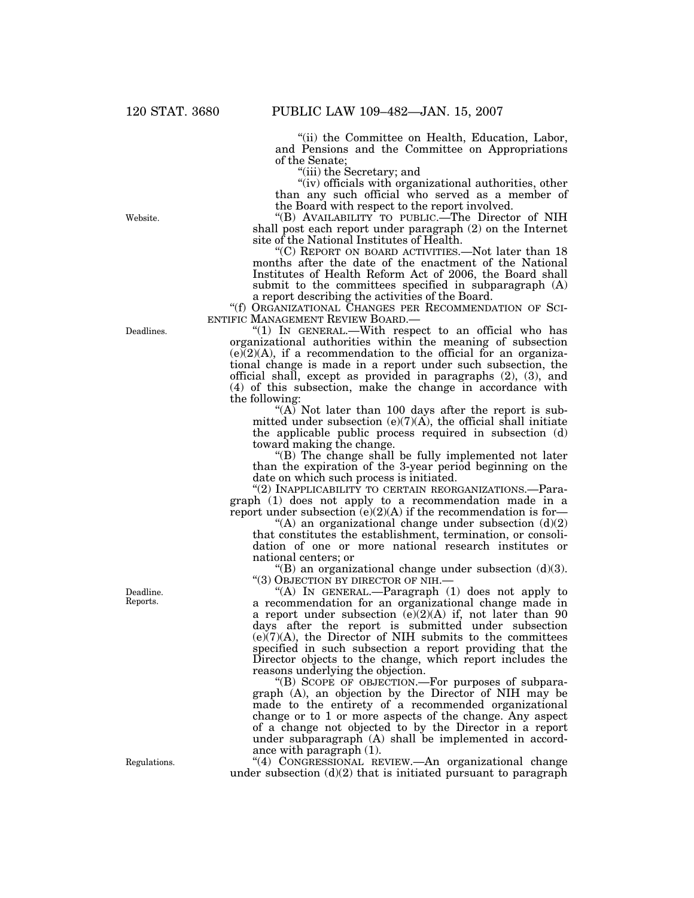"(ii) the Committee on Health, Education, Labor, and Pensions and the Committee on Appropriations of the Senate;

"(iii) the Secretary; and

"(iv) officials with organizational authorities, other than any such official who served as a member of the Board with respect to the report involved.

Website.

"(B) AVAILABILITY TO PUBLIC.—The Director of NIH shall post each report under paragraph (2) on the Internet site of the National Institutes of Health.

"(C) REPORT ON BOARD ACTIVITIES.—Not later than 18 months after the date of the enactment of the National Institutes of Health Reform Act of 2006, the Board shall submit to the committees specified in subparagraph (A) a report describing the activities of the Board.

"(f) ORGANIZATIONAL CHANGES PER RECOMMENDATION OF SCIENTIFIC MANAGEMENT REVIEW BOARD.—

Deadlines.

"(1) IN GENERAL.—With respect to an official who has organizational authorities within the meaning of subsection (e)(2)(A), if a recommendation to the official for an organizational change is made in a report under such subsection, the official shall, except as provided in paragraphs (2), (3), and (4) of this subsection, make the change in accordance with the following:

"(A) Not later than 100 days after the report is submitted under subsection (e)(7)(A), the official shall initiate the applicable public process required in subsection (d) toward making the change.

"(B) The change shall be fully implemented not later than the expiration of the 3-year period beginning on the date on which such process is initiated.

"(2) INAPPLICABILITY TO CERTAIN REORGANIZATIONS.—Paragraph (1) does not apply to a recommendation made in a report under subsection (e)(2)(A) if the recommendation is for—

"(A) an organizational change under subsection (d)(2) that constitutes the establishment, termination, or consolidation of one or more national research institutes or national centers; or

"(B) an organizational change under subsection (d)(3).

"(3) OBJECTION BY DIRECTOR OF NIH.—

Deadline. Reports.

"(A) IN GENERAL.—Paragraph (1) does not apply to a recommendation for an organizational change made in a report under subsection (e)(2)(A) if, not later than 90 days after the report is submitted under subsection (e)(7)(A), the Director of NIH submits to the committees specified in such subsection a report providing that the Director objects to the change, which report includes the reasons underlying the objection.

"(B) SCOPE OF OBJECTION.—For purposes of subparagraph (A), an objection by the Director of NIH may be made to the entirety of a recommended organizational change or to 1 or more aspects of the change. Any aspect of a change not objected to by the Director in a report under subparagraph (A) shall be implemented in accordance with paragraph (1).

Regulations.

"(4) CONGRESSIONAL REVIEW.—An organizational change under subsection (d)(2) that is initiated pursuant to paragraph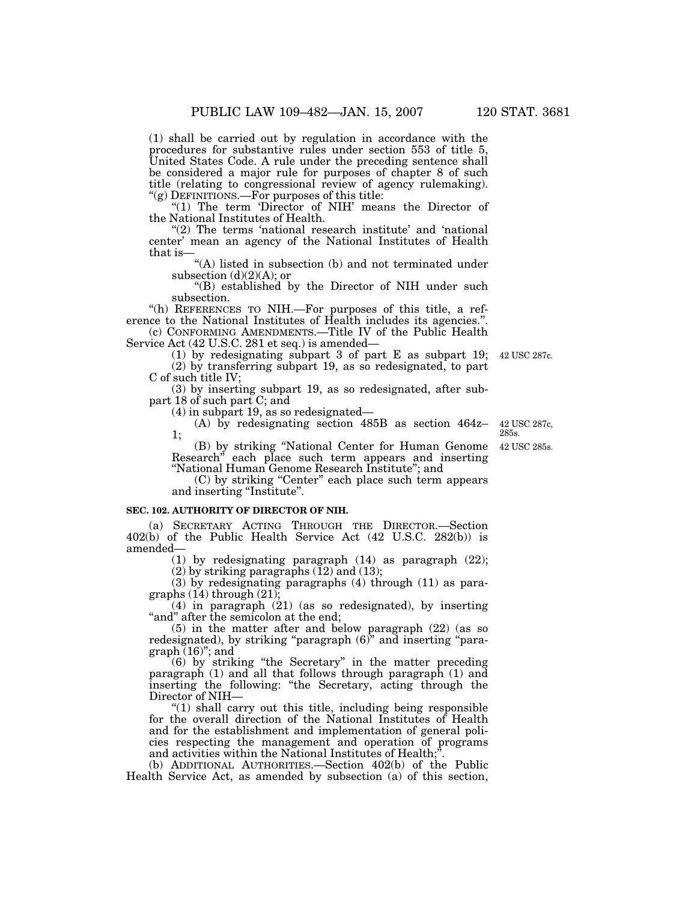(1) shall be carried out by regulation in accordance with the procedures for substantive rules under section 553 of title 5, United States Code. A rule under the preceding sentence shall be considered a major rule for purposes of chapter 8 of such title (relating to congressional review of agency rulemaking).

"(g) DEFINITIONS.—For purposes of this title:

"(1) The term 'Director of NIH' means the Director of the National Institutes of Health.

"(2) The terms 'national research institute' and 'national center' mean an agency of the National Institutes of Health that is—

"(A) listed in subsection (b) and not terminated under subsection (d)(2)(A); or

"(B) established by the Director of NIH under such subsection.

"(h) REFERENCES TO NIH.—For purposes of this title, a reference to the National Institutes of Health includes its agencies.".

(c) CONFORMING AMENDMENTS.—Title IV of the Public Health Service Act (42 U.S.C. 281 et seq.) is amended—

(1) by redesignating subpart 3 of part E as subpart 19; 42 USC 287c.

(2) by transferring subpart 19, as so redesignated, to part C of such title IV;

(3) by inserting subpart 19, as so redesignated, after subpart 18 of such part C; and

(4) in subpart 19, as so redesignated—

(A) by redesignating section 485B as section 464z–1; 42 USC 287c, 285s.

(B) by striking "National Center for Human Genome Research" each place such term appears and inserting "National Human Genome Research Institute"; and 42 USC 285s.

(C) by striking "Center" each place such term appears and inserting "Institute".

**SEC. 102. AUTHORITY OF DIRECTOR OF NIH.**

(a) SECRETARY ACTING THROUGH THE DIRECTOR.—Section 402(b) of the Public Health Service Act (42 U.S.C. 282(b)) is amended—

(1) by redesignating paragraph (14) as paragraph (22);

(2) by striking paragraphs (12) and (13);

(3) by redesignating paragraphs (4) through (11) as paragraphs (14) through (21);

(4) in paragraph (21) (as so redesignated), by inserting "and" after the semicolon at the end;

(5) in the matter after and below paragraph (22) (as so redesignated), by striking "paragraph (6)" and inserting "paragraph (16)"; and

(6) by striking "the Secretary" in the matter preceding paragraph (1) and all that follows through paragraph (1) and inserting the following: "the Secretary, acting through the Director of NIH—

"(1) shall carry out this title, including being responsible for the overall direction of the National Institutes of Health and for the establishment and implementation of general policies respecting the management and operation of programs and activities within the National Institutes of Health;".

(b) ADDITIONAL AUTHORITIES.—Section 402(b) of the Public Health Service Act, as amended by subsection (a) of this section,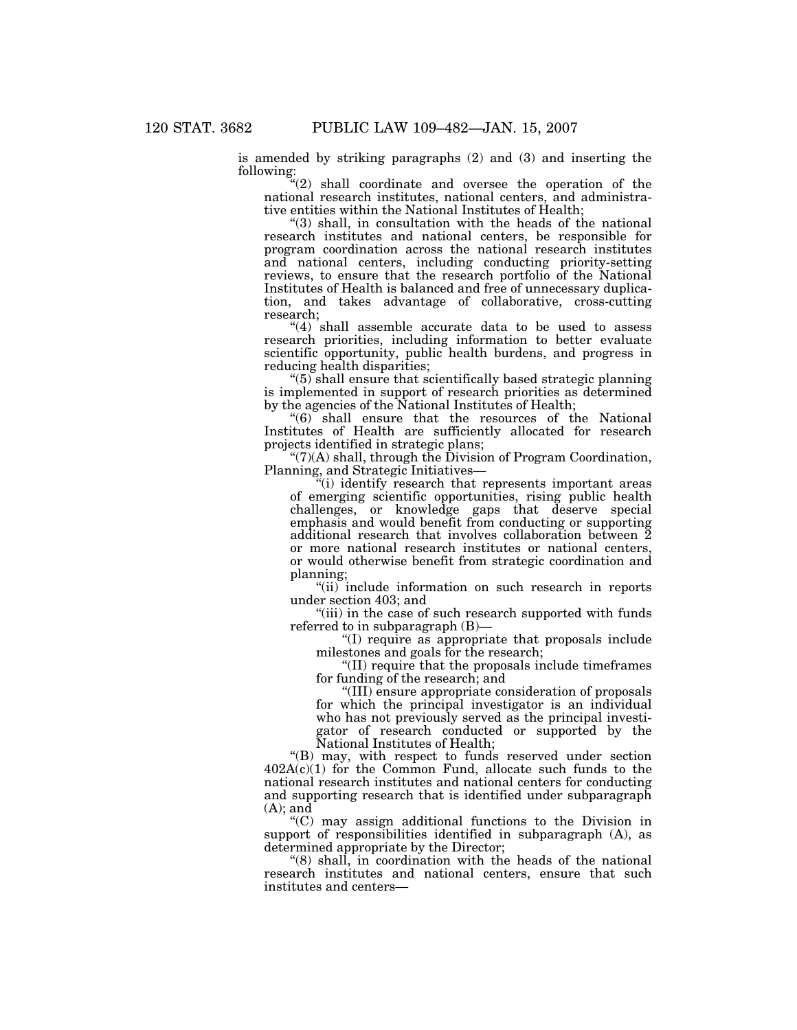is amended by striking paragraphs (2) and (3) and inserting the following:

"(2) shall coordinate and oversee the operation of the national research institutes, national centers, and administrative entities within the National Institutes of Health;

"(3) shall, in consultation with the heads of the national research institutes and national centers, be responsible for program coordination across the national research institutes and national centers, including conducting priority-setting reviews, to ensure that the research portfolio of the National Institutes of Health is balanced and free of unnecessary duplication, and takes advantage of collaborative, cross-cutting research;

"(4) shall assemble accurate data to be used to assess research priorities, including information to better evaluate scientific opportunity, public health burdens, and progress in reducing health disparities;

"(5) shall ensure that scientifically based strategic planning is implemented in support of research priorities as determined by the agencies of the National Institutes of Health;

"(6) shall ensure that the resources of the National Institutes of Health are sufficiently allocated for research projects identified in strategic plans;

"(7)(A) shall, through the Division of Program Coordination, Planning, and Strategic Initiatives—

"(i) identify research that represents important areas of emerging scientific opportunities, rising public health challenges, or knowledge gaps that deserve special emphasis and would benefit from conducting or supporting additional research that involves collaboration between 2 or more national research institutes or national centers, or would otherwise benefit from strategic coordination and planning;

"(ii) include information on such research in reports under section 403; and

"(iii) in the case of such research supported with funds referred to in subparagraph (B)—

"(I) require as appropriate that proposals include milestones and goals for the research;

"(II) require that the proposals include timeframes for funding of the research; and

"(III) ensure appropriate consideration of proposals for which the principal investigator is an individual who has not previously served as the principal investigator of research conducted or supported by the National Institutes of Health;

"(B) may, with respect to funds reserved under section 402A(c)(1) for the Common Fund, allocate such funds to the national research institutes and national centers for conducting and supporting research that is identified under subparagraph (A); and

"(C) may assign additional functions to the Division in support of responsibilities identified in subparagraph (A), as determined appropriate by the Director;

"(8) shall, in coordination with the heads of the national research institutes and national centers, ensure that such institutes and centers—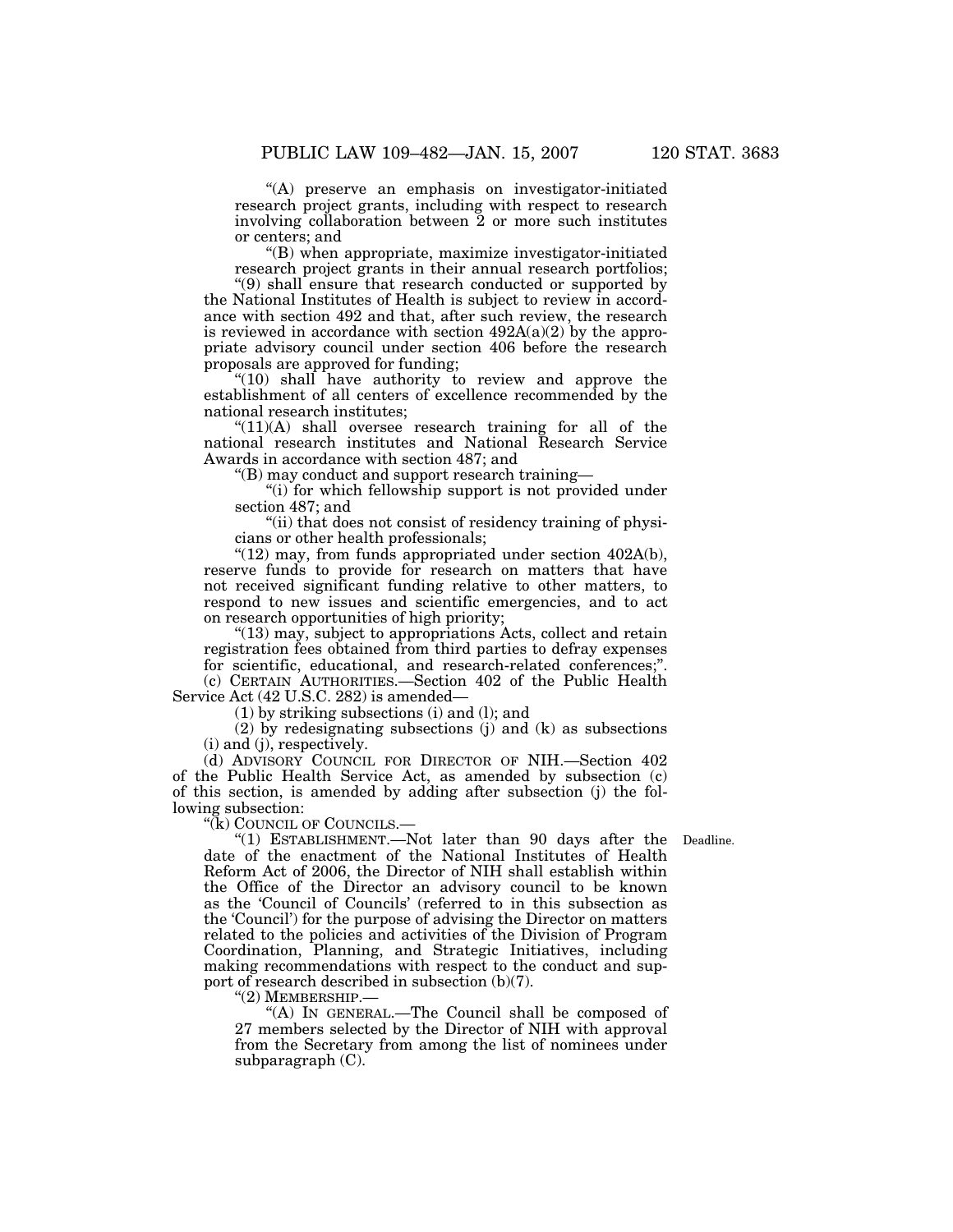"(A) preserve an emphasis on investigator-initiated research project grants, including with respect to research involving collaboration between 2 or more such institutes or centers; and

"(B) when appropriate, maximize investigator-initiated research project grants in their annual research portfolios;

"(9) shall ensure that research conducted or supported by the National Institutes of Health is subject to review in accordance with section 492 and that, after such review, the research is reviewed in accordance with section 492A(a)(2) by the appropriate advisory council under section 406 before the research proposals are approved for funding;

"(10) shall have authority to review and approve the establishment of all centers of excellence recommended by the national research institutes;

"(11)(A) shall oversee research training for all of the national research institutes and National Research Service Awards in accordance with section 487; and

"(B) may conduct and support research training—

"(i) for which fellowship support is not provided under section 487; and

"(ii) that does not consist of residency training of physicians or other health professionals;

"(12) may, from funds appropriated under section 402A(b), reserve funds to provide for research on matters that have not received significant funding relative to other matters, to respond to new issues and scientific emergencies, and to act on research opportunities of high priority;

"(13) may, subject to appropriations Acts, collect and retain registration fees obtained from third parties to defray expenses for scientific, educational, and research-related conferences;".

(c) CERTAIN AUTHORITIES.—Section 402 of the Public Health Service Act (42 U.S.C. 282) is amended—

(1) by striking subsections (i) and (l); and

(2) by redesignating subsections (j) and (k) as subsections (i) and (j), respectively.

(d) ADVISORY COUNCIL FOR DIRECTOR OF NIH.—Section 402 of the Public Health Service Act, as amended by subsection (c) of this section, is amended by adding after subsection (j) the following subsection:

"(k) COUNCIL OF COUNCILS.—

Deadline.

"(1) ESTABLISHMENT.—Not later than 90 days after the date of the enactment of the National Institutes of Health Reform Act of 2006, the Director of NIH shall establish within the Office of the Director an advisory council to be known as the 'Council of Councils' (referred to in this subsection as the 'Council') for the purpose of advising the Director on matters related to the policies and activities of the Division of Program Coordination, Planning, and Strategic Initiatives, including making recommendations with respect to the conduct and support of research described in subsection (b)(7).

"(2) MEMBERSHIP.—

"(A) IN GENERAL.—The Council shall be composed of 27 members selected by the Director of NIH with approval from the Secretary from among the list of nominees under subparagraph (C).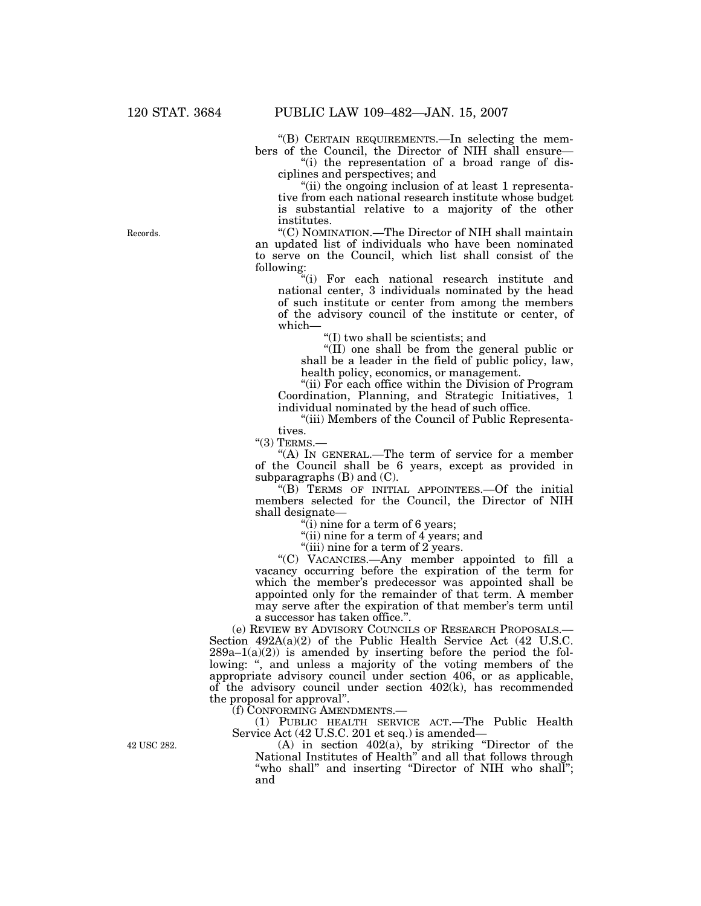"(B) CERTAIN REQUIREMENTS.—In selecting the members of the Council, the Director of NIH shall ensure—

"(i) the representation of a broad range of disciplines and perspectives; and

"(ii) the ongoing inclusion of at least 1 representative from each national research institute whose budget is substantial relative to a majority of the other institutes.

Records.

"(C) NOMINATION.—The Director of NIH shall maintain an updated list of individuals who have been nominated to serve on the Council, which list shall consist of the following:

"(i) For each national research institute and national center, 3 individuals nominated by the head of such institute or center from among the members of the advisory council of the institute or center, of which—

"(I) two shall be scientists; and

"(II) one shall be from the general public or shall be a leader in the field of public policy, law, health policy, economics, or management.

"(ii) For each office within the Division of Program Coordination, Planning, and Strategic Initiatives, 1 individual nominated by the head of such office.

"(iii) Members of the Council of Public Representatives.

"(3) TERMS.—

"(A) IN GENERAL.—The term of service for a member of the Council shall be 6 years, except as provided in subparagraphs (B) and (C).

"(B) TERMS OF INITIAL APPOINTEES.—Of the initial members selected for the Council, the Director of NIH shall designate—

"(i) nine for a term of 6 years;

"(ii) nine for a term of 4 years; and

"(iii) nine for a term of 2 years.

"(C) VACANCIES.—Any member appointed to fill a vacancy occurring before the expiration of the term for which the member's predecessor was appointed shall be appointed only for the remainder of that term. A member may serve after the expiration of that member's term until a successor has taken office.".

(e) REVIEW BY ADVISORY COUNCILS OF RESEARCH PROPOSALS.—Section 492A(a)(2) of the Public Health Service Act (42 U.S.C. 289a–1(a)(2)) is amended by inserting before the period the following: ", and unless a majority of the voting members of the appropriate advisory council under section 406, or as applicable, of the advisory council under section 402(k), has recommended the proposal for approval".

(f) CONFORMING AMENDMENTS.—

(1) PUBLIC HEALTH SERVICE ACT.—The Public Health Service Act (42 U.S.C. 201 et seq.) is amended—

42 USC 282.

(A) in section 402(a), by striking "Director of the National Institutes of Health" and all that follows through "who shall" and inserting "Director of NIH who shall"; and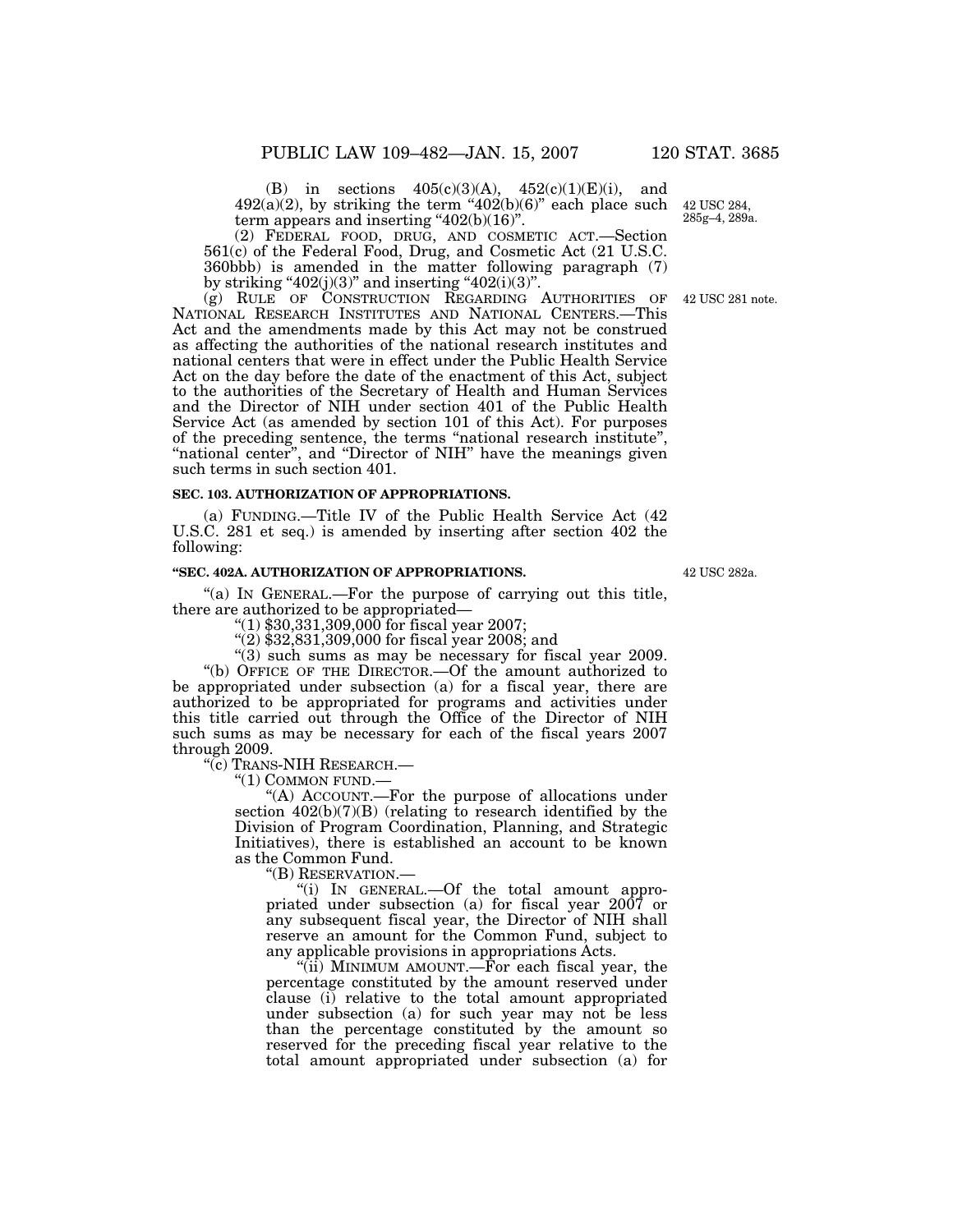(B) in sections 405(c)(3)(A), 452(c)(1)(E)(i), and 492(a)(2), by striking the term "402(b)(6)" each place such term appears and inserting "402(b)(16)".

42 USC 284, 285g–4, 289a.

(2) FEDERAL FOOD, DRUG, AND COSMETIC ACT.—Section 561(c) of the Federal Food, Drug, and Cosmetic Act (21 U.S.C. 360bbb) is amended in the matter following paragraph (7) by striking "402(j)(3)" and inserting "402(i)(3)".

(g) RULE OF CONSTRUCTION REGARDING AUTHORITIES OF NATIONAL RESEARCH INSTITUTES AND NATIONAL CENTERS.—This Act and the amendments made by this Act may not be construed as affecting the authorities of the national research institutes and national centers that were in effect under the Public Health Service Act on the day before the date of the enactment of this Act, subject to the authorities of the Secretary of Health and Human Services and the Director of NIH under section 401 of the Public Health Service Act (as amended by section 101 of this Act). For purposes of the preceding sentence, the terms "national research institute", "national center", and "Director of NIH" have the meanings given such terms in such section 401.

42 USC 281 note.

**SEC. 103. AUTHORIZATION OF APPROPRIATIONS.**

(a) FUNDING.—Title IV of the Public Health Service Act (42 U.S.C. 281 et seq.) is amended by inserting after section 402 the following:

**"SEC. 402A. AUTHORIZATION OF APPROPRIATIONS.**

42 USC 282a.

"(a) IN GENERAL.—For the purpose of carrying out this title, there are authorized to be appropriated—

"(1) $30,331,309,000 for fiscal year 2007;

"(2) $32,831,309,000 for fiscal year 2008; and

"(3) such sums as may be necessary for fiscal year 2009.

"(b) OFFICE OF THE DIRECTOR.—Of the amount authorized to be appropriated under subsection (a) for a fiscal year, there are authorized to be appropriated for programs and activities under this title carried out through the Office of the Director of NIH such sums as may be necessary for each of the fiscal years 2007 through 2009.

"(c) TRANS-NIH RESEARCH.—

"(1) COMMON FUND.—

"(A) ACCOUNT.—For the purpose of allocations under section 402(b)(7)(B) (relating to research identified by the Division of Program Coordination, Planning, and Strategic Initiatives), there is established an account to be known as the Common Fund.

"(B) RESERVATION.—

"(i) IN GENERAL.—Of the total amount appropriated under subsection (a) for fiscal year 2007 or any subsequent fiscal year, the Director of NIH shall reserve an amount for the Common Fund, subject to any applicable provisions in appropriations Acts.

"(ii) MINIMUM AMOUNT.—For each fiscal year, the percentage constituted by the amount reserved under clause (i) relative to the total amount appropriated under subsection (a) for such year may not be less than the percentage constituted by the amount so reserved for the preceding fiscal year relative to the total amount appropriated under subsection (a) for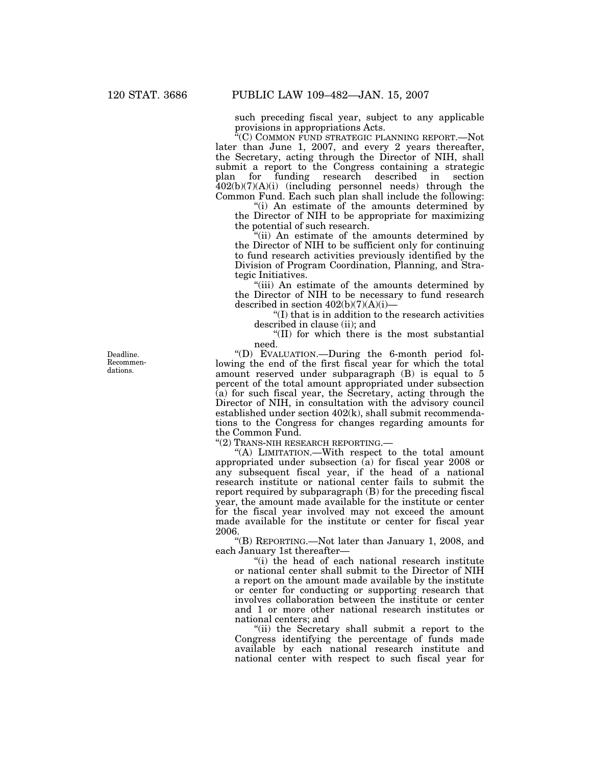such preceding fiscal year, subject to any applicable provisions in appropriations Acts.

"(C) COMMON FUND STRATEGIC PLANNING REPORT.—Not later than June 1, 2007, and every 2 years thereafter, the Secretary, acting through the Director of NIH, shall submit a report to the Congress containing a strategic plan for funding research described in section 402(b)(7)(A)(i) (including personnel needs) through the Common Fund. Each such plan shall include the following:

"(i) An estimate of the amounts determined by the Director of NIH to be appropriate for maximizing the potential of such research.

"(ii) An estimate of the amounts determined by the Director of NIH to be sufficient only for continuing to fund research activities previously identified by the Division of Program Coordination, Planning, and Strategic Initiatives.

"(iii) An estimate of the amounts determined by the Director of NIH to be necessary to fund research described in section 402(b)(7)(A)(i)—

"(I) that is in addition to the research activities described in clause (ii); and

"(II) for which there is the most substantial need.

Deadline. Recommendations.

"(D) EVALUATION.—During the 6-month period following the end of the first fiscal year for which the total amount reserved under subparagraph (B) is equal to 5 percent of the total amount appropriated under subsection (a) for such fiscal year, the Secretary, acting through the Director of NIH, in consultation with the advisory council established under section 402(k), shall submit recommendations to the Congress for changes regarding amounts for the Common Fund.

"(2) TRANS-NIH RESEARCH REPORTING.—

"(A) LIMITATION.—With respect to the total amount appropriated under subsection (a) for fiscal year 2008 or any subsequent fiscal year, if the head of a national research institute or national center fails to submit the report required by subparagraph (B) for the preceding fiscal year, the amount made available for the institute or center for the fiscal year involved may not exceed the amount made available for the institute or center for fiscal year 2006.

"(B) REPORTING.—Not later than January 1, 2008, and each January 1st thereafter—

"(i) the head of each national research institute or national center shall submit to the Director of NIH a report on the amount made available by the institute or center for conducting or supporting research that involves collaboration between the institute or center and 1 or more other national research institutes or national centers; and

"(ii) the Secretary shall submit a report to the Congress identifying the percentage of funds made available by each national research institute and national center with respect to such fiscal year for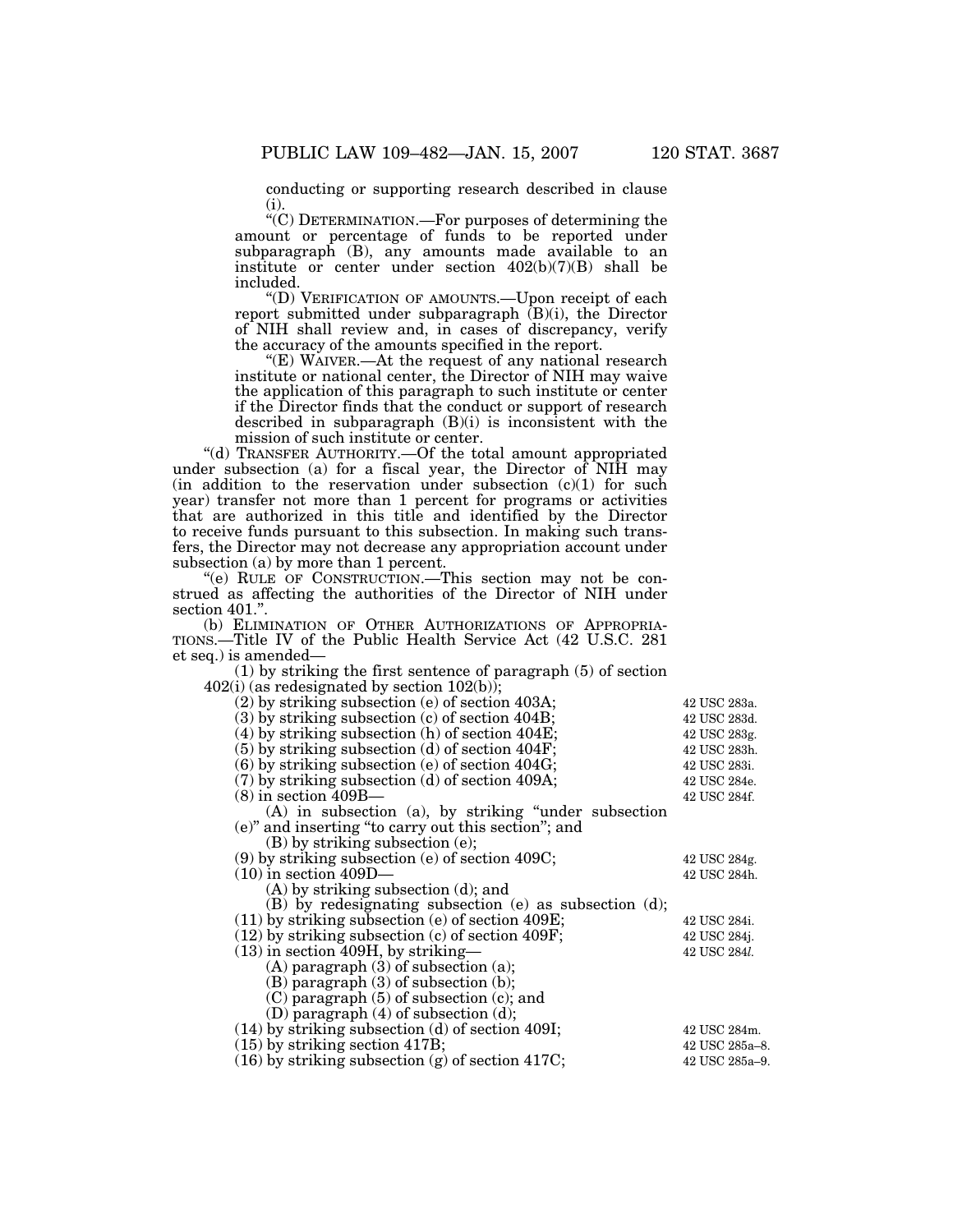conducting or supporting research described in clause (i).

"(C) DETERMINATION.—For purposes of determining the amount or percentage of funds to be reported under subparagraph (B), any amounts made available to an institute or center under section 402(b)(7)(B) shall be included.

"(D) VERIFICATION OF AMOUNTS.—Upon receipt of each report submitted under subparagraph (B)(i), the Director of NIH shall review and, in cases of discrepancy, verify the accuracy of the amounts specified in the report.

"(E) WAIVER.—At the request of any national research institute or national center, the Director of NIH may waive the application of this paragraph to such institute or center if the Director finds that the conduct or support of research described in subparagraph (B)(i) is inconsistent with the mission of such institute or center.

"(d) TRANSFER AUTHORITY.—Of the total amount appropriated under subsection (a) for a fiscal year, the Director of NIH may (in addition to the reservation under subsection (c)(1) for such year) transfer not more than 1 percent for programs or activities that are authorized in this title and identified by the Director to receive funds pursuant to this subsection. In making such transfers, the Director may not decrease any appropriation account under subsection (a) by more than 1 percent.

"(e) RULE OF CONSTRUCTION.—This section may not be construed as affecting the authorities of the Director of NIH under section 401.".

(b) ELIMINATION OF OTHER AUTHORIZATIONS OF APPROPRIATIONS.—Title IV of the Public Health Service Act (42 U.S.C. 281 et seq.) is amended—

(1) by striking the first sentence of paragraph (5) of section 402(i) (as redesignated by section 102(b));

(2) by striking subsection (e) of section 403A; 42 USC 283a.

(3) by striking subsection (c) of section 404B; 42 USC 283d.

(4) by striking subsection (h) of section 404E; 42 USC 283g.

(5) by striking subsection (d) of section 404F; 42 USC 283h.

(6) by striking subsection (e) of section 404G; 42 USC 283i.

(7) by striking subsection (d) of section 409A; 42 USC 284e.

(8) in section 409B— 42 USC 284f.

(A) in subsection (a), by striking "under subsection (e)" and inserting "to carry out this section"; and

(B) by striking subsection (e);

(9) by striking subsection (e) of section 409C; 42 USC 284g.

(10) in section 409D— 42 USC 284h.

(A) by striking subsection (d); and

(B) by redesignating subsection (e) as subsection (d);

(11) by striking subsection (e) of section 409E; 42 USC 284i.

(12) by striking subsection (c) of section 409F; 42 USC 284j.

(13) in section 409H, by striking— 42 USC 284*l*.

(A) paragraph (3) of subsection (a);

(B) paragraph (3) of subsection (b);

(C) paragraph (5) of subsection (c); and

(D) paragraph (4) of subsection (d);

(14) by striking subsection (d) of section 409I; 42 USC 284m.

(15) by striking section 417B; 42 USC 285a–8.

(16) by striking subsection (g) of section 417C; 42 USC 285a–9.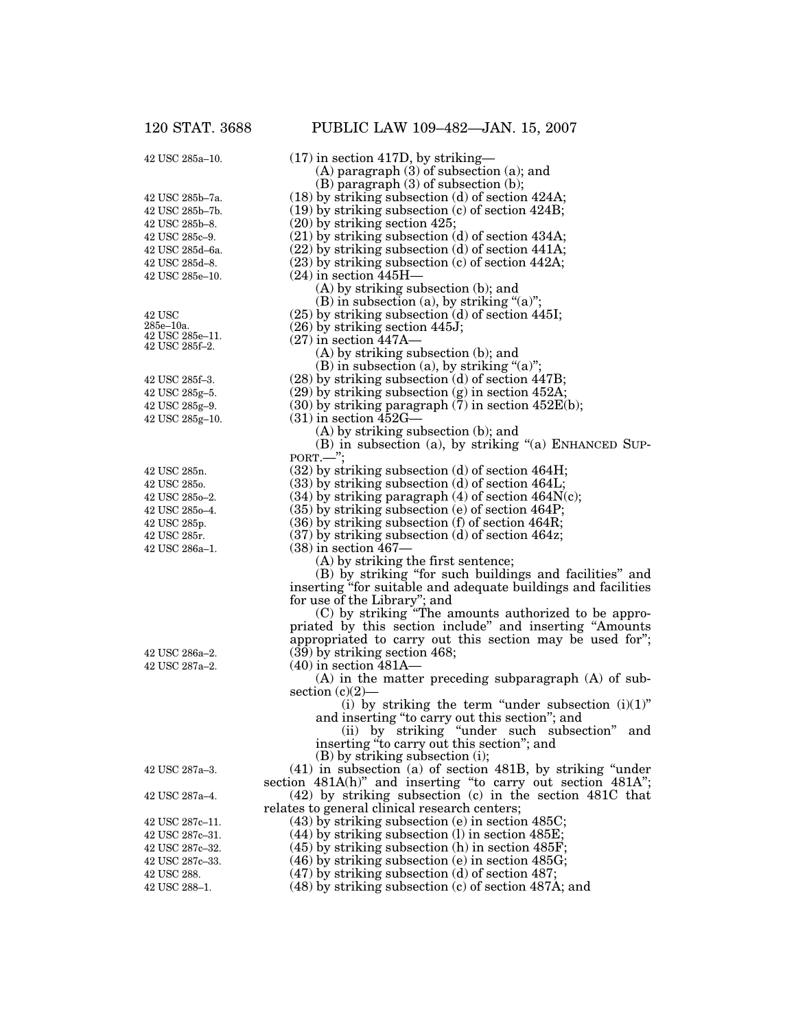42 USC 285a–10.

(17) in section 417D, by striking—

(A) paragraph (3) of subsection (a); and

(B) paragraph (3) of subsection (b);

42 USC 285b–7a.

(18) by striking subsection (d) of section 424A;

42 USC 285b–7b.

(19) by striking subsection (c) of section 424B;

42 USC 285b–8.

(20) by striking section 425;

42 USC 285c–9.

(21) by striking subsection (d) of section 434A;

42 USC 285d–6a.

(22) by striking subsection (d) of section 441A;

42 USC 285d–8.

(23) by striking subsection (c) of section 442A;

42 USC 285e–10.

(24) in section 445H—

(A) by striking subsection (b); and

(B) in subsection (a), by striking "(a)";

42 USC 285e–10a.

(25) by striking subsection (d) of section 445I;

42 USC 285e–11.

(26) by striking section 445J;

42 USC 285f–2.

(27) in section 447A—

(A) by striking subsection (b); and

(B) in subsection (a), by striking "(a)";

42 USC 285f–3.

(28) by striking subsection (d) of section 447B;

42 USC 285g–5.

(29) by striking subsection (g) in section 452A;

42 USC 285g–9.

(30) by striking paragraph (7) in section 452E(b);

42 USC 285g–10.

(31) in section 452G—

(A) by striking subsection (b); and

(B) in subsection (a), by striking "(a) ENHANCED SUPPORT.—";

42 USC 285n.

(32) by striking subsection (d) of section 464H;

42 USC 285o.

(33) by striking subsection (d) of section 464L;

42 USC 285o–2.

(34) by striking paragraph (4) of section 464N(c);

42 USC 285o–4.

(35) by striking subsection (e) of section 464P;

42 USC 285p.

(36) by striking subsection (f) of section 464R;

42 USC 285r.

(37) by striking subsection (d) of section 464z;

42 USC 286a–1.

(38) in section 467—

(A) by striking the first sentence;

(B) by striking "for such buildings and facilities" and inserting "for suitable and adequate buildings and facilities for use of the Library"; and

(C) by striking "The amounts authorized to be appropriated by this section include" and inserting "Amounts appropriated to carry out this section may be used for";

42 USC 286a–2.

(39) by striking section 468;

42 USC 287a–2.

(40) in section 481A—

(A) in the matter preceding subparagraph (A) of subsection (c)(2)—

(i) by striking the term "under subsection (i)(1)" and inserting "to carry out this section"; and

(ii) by striking "under such subsection" and inserting "to carry out this section"; and

(B) by striking subsection (i);

42 USC 287a–3.

(41) in subsection (a) of section 481B, by striking "under section 481A(h)" and inserting "to carry out section 481A";

42 USC 287a–4.

(42) by striking subsection (c) in the section 481C that relates to general clinical research centers;

42 USC 287c–11.

(43) by striking subsection (e) in section 485C;

42 USC 287c–31.

(44) by striking subsection (l) in section 485E;

42 USC 287c–32.

(45) by striking subsection (h) in section 485F;

42 USC 287c–33.

(46) by striking subsection (e) in section 485G;

42 USC 288.

(47) by striking subsection (d) of section 487;

42 USC 288–1.

(48) by striking subsection (c) of section 487A; and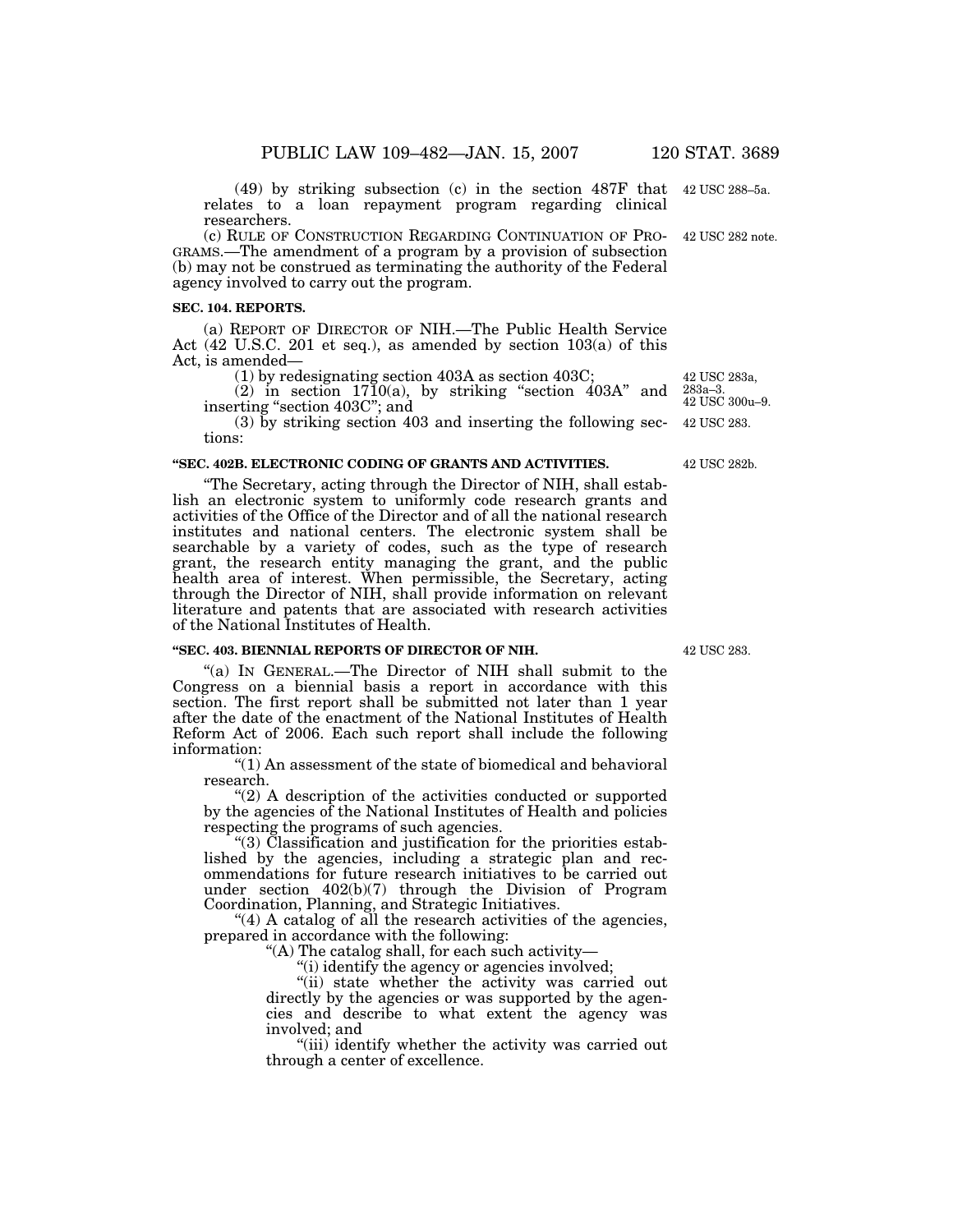(49) by striking subsection (c) in the section 487F that relates to a loan repayment program regarding clinical researchers.

42 USC 288–5a.

(c) RULE OF CONSTRUCTION REGARDING CONTINUATION OF PROGRAMS.—The amendment of a program by a provision of subsection (b) may not be construed as terminating the authority of the Federal agency involved to carry out the program.

42 USC 282 note.

**SEC. 104. REPORTS.**

(a) REPORT OF DIRECTOR OF NIH.—The Public Health Service Act (42 U.S.C. 201 et seq.), as amended by section 103(a) of this Act, is amended—

(1) by redesignating section 403A as section 403C;

42 USC 283a, 283a–3.

(2) in section 1710(a), by striking "section 403A" and inserting "section 403C"; and

42 USC 300u–9.

(3) by striking section 403 and inserting the following sections:

42 USC 283.

**"SEC. 402B. ELECTRONIC CODING OF GRANTS AND ACTIVITIES.**

42 USC 282b.

"The Secretary, acting through the Director of NIH, shall establish an electronic system to uniformly code research grants and activities of the Office of the Director and of all the national research institutes and national centers. The electronic system shall be searchable by a variety of codes, such as the type of research grant, the research entity managing the grant, and the public health area of interest. When permissible, the Secretary, acting through the Director of NIH, shall provide information on relevant literature and patents that are associated with research activities of the National Institutes of Health.

**"SEC. 403. BIENNIAL REPORTS OF DIRECTOR OF NIH.**

42 USC 283.

"(a) IN GENERAL.—The Director of NIH shall submit to the Congress on a biennial basis a report in accordance with this section. The first report shall be submitted not later than 1 year after the date of the enactment of the National Institutes of Health Reform Act of 2006. Each such report shall include the following information:

"(1) An assessment of the state of biomedical and behavioral research.

"(2) A description of the activities conducted or supported by the agencies of the National Institutes of Health and policies respecting the programs of such agencies.

"(3) Classification and justification for the priorities established by the agencies, including a strategic plan and recommendations for future research initiatives to be carried out under section 402(b)(7) through the Division of Program Coordination, Planning, and Strategic Initiatives.

"(4) A catalog of all the research activities of the agencies, prepared in accordance with the following:

"(A) The catalog shall, for each such activity—

"(i) identify the agency or agencies involved;

"(ii) state whether the activity was carried out directly by the agencies or was supported by the agencies and describe to what extent the agency was involved; and

"(iii) identify whether the activity was carried out through a center of excellence.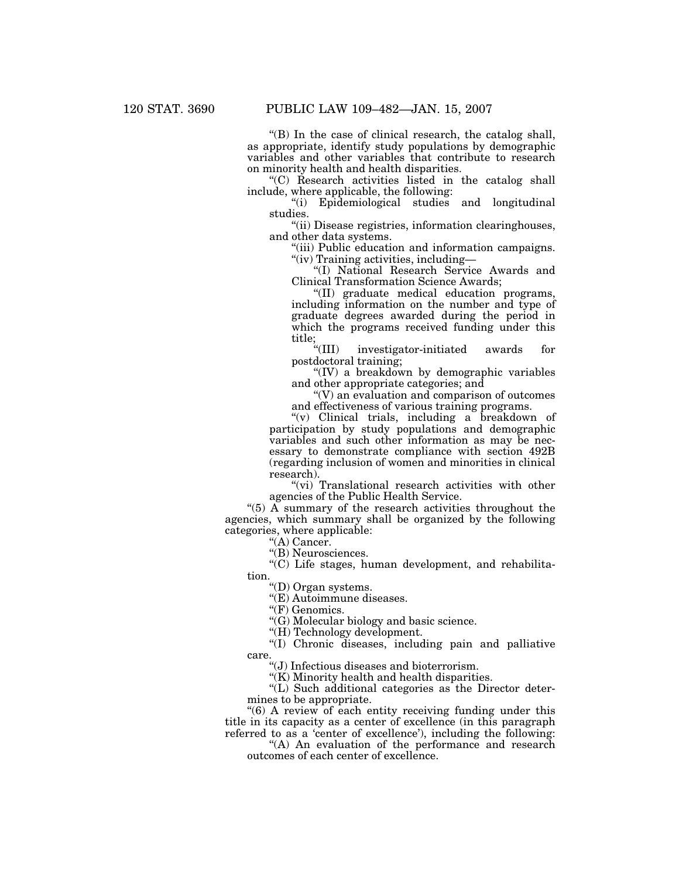"(B) In the case of clinical research, the catalog shall, as appropriate, identify study populations by demographic variables and other variables that contribute to research on minority health and health disparities.

"(C) Research activities listed in the catalog shall include, where applicable, the following:

"(i) Epidemiological studies and longitudinal studies.

"(ii) Disease registries, information clearinghouses, and other data systems.

"(iii) Public education and information campaigns.

"(iv) Training activities, including—

"(I) National Research Service Awards and Clinical Transformation Science Awards;

"(II) graduate medical education programs, including information on the number and type of graduate degrees awarded during the period in which the programs received funding under this title;

"(III) investigator-initiated awards for postdoctoral training;

"(IV) a breakdown by demographic variables and other appropriate categories; and

"(V) an evaluation and comparison of outcomes and effectiveness of various training programs.

"(v) Clinical trials, including a breakdown of participation by study populations and demographic variables and such other information as may be necessary to demonstrate compliance with section 492B (regarding inclusion of women and minorities in clinical research).

"(vi) Translational research activities with other agencies of the Public Health Service.

"(5) A summary of the research activities throughout the agencies, which summary shall be organized by the following categories, where applicable:

"(A) Cancer.

"(B) Neurosciences.

"(C) Life stages, human development, and rehabilitation.

"(D) Organ systems.

"(E) Autoimmune diseases.

"(F) Genomics.

"(G) Molecular biology and basic science.

"(H) Technology development.

"(I) Chronic diseases, including pain and palliative care.

"(J) Infectious diseases and bioterrorism.

"(K) Minority health and health disparities.

"(L) Such additional categories as the Director determines to be appropriate.

"(6) A review of each entity receiving funding under this title in its capacity as a center of excellence (in this paragraph referred to as a 'center of excellence'), including the following:

"(A) An evaluation of the performance and research outcomes of each center of excellence.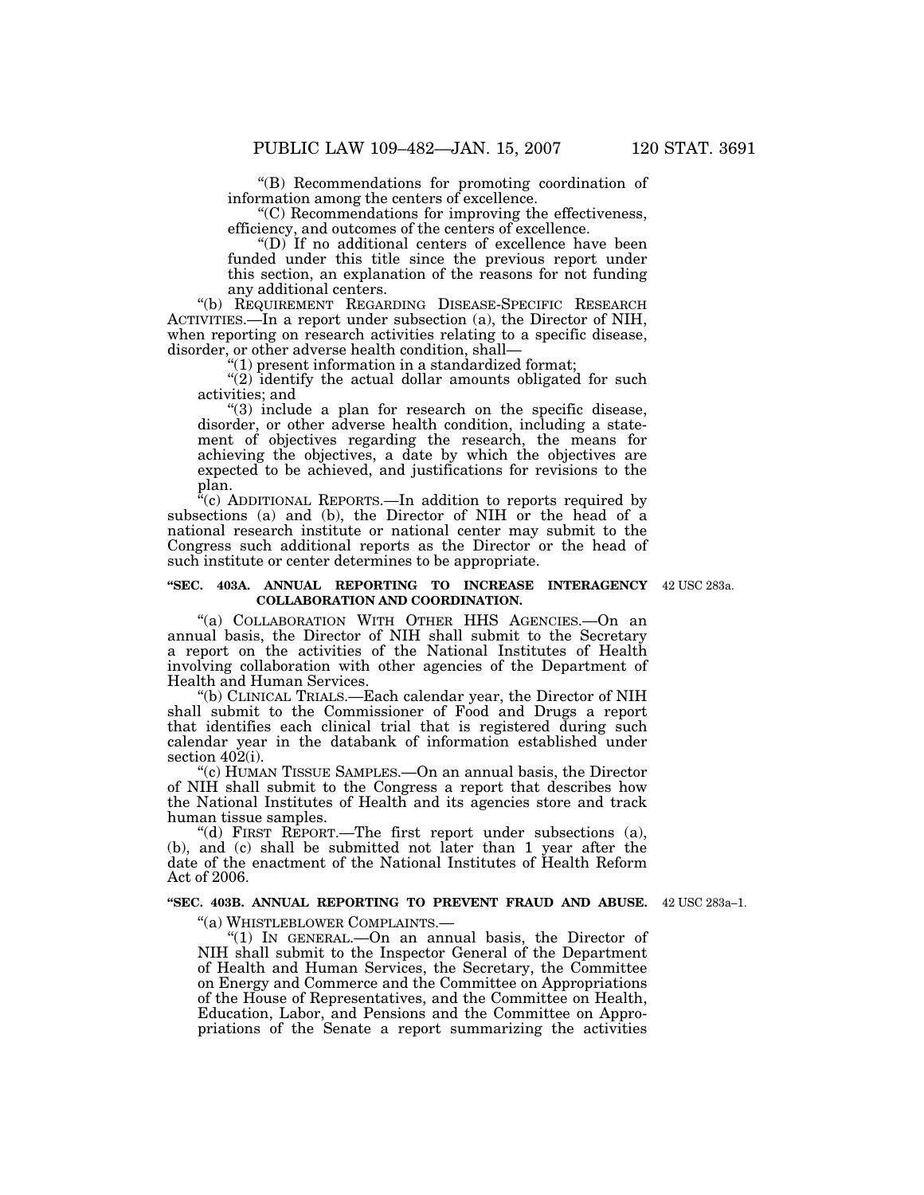"(B) Recommendations for promoting coordination of information among the centers of excellence.

"(C) Recommendations for improving the effectiveness, efficiency, and outcomes of the centers of excellence.

"(D) If no additional centers of excellence have been funded under this title since the previous report under this section, an explanation of the reasons for not funding any additional centers.

"(b) REQUIREMENT REGARDING DISEASE-SPECIFIC RESEARCH ACTIVITIES.—In a report under subsection (a), the Director of NIH, when reporting on research activities relating to a specific disease, disorder, or other adverse health condition, shall—

"(1) present information in a standardized format;

"(2) identify the actual dollar amounts obligated for such activities; and

"(3) include a plan for research on the specific disease, disorder, or other adverse health condition, including a statement of objectives regarding the research, the means for achieving the objectives, a date by which the objectives are expected to be achieved, and justifications for revisions to the plan.

"(c) ADDITIONAL REPORTS.—In addition to reports required by subsections (a) and (b), the Director of NIH or the head of a national research institute or national center may submit to the Congress such additional reports as the Director or the head of such institute or center determines to be appropriate.

**"SEC. 403A. ANNUAL REPORTING TO INCREASE INTERAGENCY COLLABORATION AND COORDINATION.**

42 USC 283a.

"(a) COLLABORATION WITH OTHER HHS AGENCIES.—On an annual basis, the Director of NIH shall submit to the Secretary a report on the activities of the National Institutes of Health involving collaboration with other agencies of the Department of Health and Human Services.

"(b) CLINICAL TRIALS.—Each calendar year, the Director of NIH shall submit to the Commissioner of Food and Drugs a report that identifies each clinical trial that is registered during such calendar year in the databank of information established under section 402(i).

"(c) HUMAN TISSUE SAMPLES.—On an annual basis, the Director of NIH shall submit to the Congress a report that describes how the National Institutes of Health and its agencies store and track human tissue samples.

"(d) FIRST REPORT.—The first report under subsections (a), (b), and (c) shall be submitted not later than 1 year after the date of the enactment of the National Institutes of Health Reform Act of 2006.

**"SEC. 403B. ANNUAL REPORTING TO PREVENT FRAUD AND ABUSE.**

42 USC 283a–1.

"(a) WHISTLEBLOWER COMPLAINTS.—

"(1) IN GENERAL.—On an annual basis, the Director of NIH shall submit to the Inspector General of the Department of Health and Human Services, the Secretary, the Committee on Energy and Commerce and the Committee on Appropriations of the House of Representatives, and the Committee on Health, Education, Labor, and Pensions and the Committee on Appropriations of the Senate a report summarizing the activities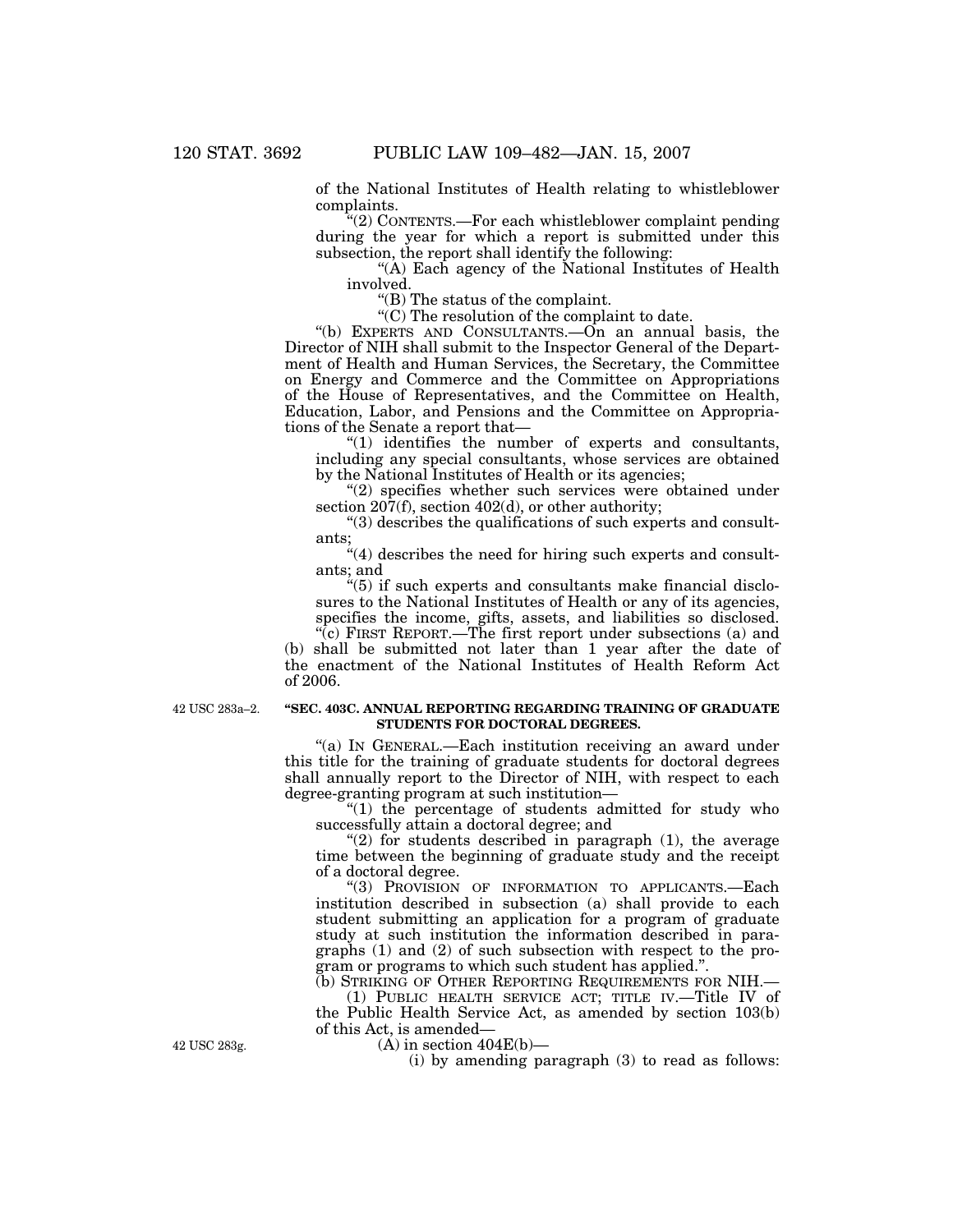of the National Institutes of Health relating to whistleblower complaints.

"(2) CONTENTS.—For each whistleblower complaint pending during the year for which a report is submitted under this subsection, the report shall identify the following:

"(A) Each agency of the National Institutes of Health involved.

"(B) The status of the complaint.

"(C) The resolution of the complaint to date.

"(b) EXPERTS AND CONSULTANTS.—On an annual basis, the Director of NIH shall submit to the Inspector General of the Department of Health and Human Services, the Secretary, the Committee on Energy and Commerce and the Committee on Appropriations of the House of Representatives, and the Committee on Health, Education, Labor, and Pensions and the Committee on Appropriations of the Senate a report that—

"(1) identifies the number of experts and consultants, including any special consultants, whose services are obtained by the National Institutes of Health or its agencies;

"(2) specifies whether such services were obtained under section 207(f), section 402(d), or other authority;

"(3) describes the qualifications of such experts and consultants;

"(4) describes the need for hiring such experts and consultants; and

"(5) if such experts and consultants make financial disclosures to the National Institutes of Health or any of its agencies, specifies the income, gifts, assets, and liabilities so disclosed.

"(c) FIRST REPORT.—The first report under subsections (a) and (b) shall be submitted not later than 1 year after the date of the enactment of the National Institutes of Health Reform Act of 2006.

42 USC 283a–2.

**"SEC. 403C. ANNUAL REPORTING REGARDING TRAINING OF GRADUATE STUDENTS FOR DOCTORAL DEGREES.**

"(a) IN GENERAL.—Each institution receiving an award under this title for the training of graduate students for doctoral degrees shall annually report to the Director of NIH, with respect to each degree-granting program at such institution—

"(1) the percentage of students admitted for study who successfully attain a doctoral degree; and

"(2) for students described in paragraph (1), the average time between the beginning of graduate study and the receipt of a doctoral degree.

"(3) PROVISION OF INFORMATION TO APPLICANTS.—Each institution described in subsection (a) shall provide to each student submitting an application for a program of graduate study at such institution the information described in paragraphs (1) and (2) of such subsection with respect to the program or programs to which such student has applied.".

(b) STRIKING OF OTHER REPORTING REQUIREMENTS FOR NIH.—

(1) PUBLIC HEALTH SERVICE ACT; TITLE IV.—Title IV of the Public Health Service Act, as amended by section 103(b) of this Act, is amended—

42 USC 283g.

(A) in section 404E(b)—

(i) by amending paragraph (3) to read as follows: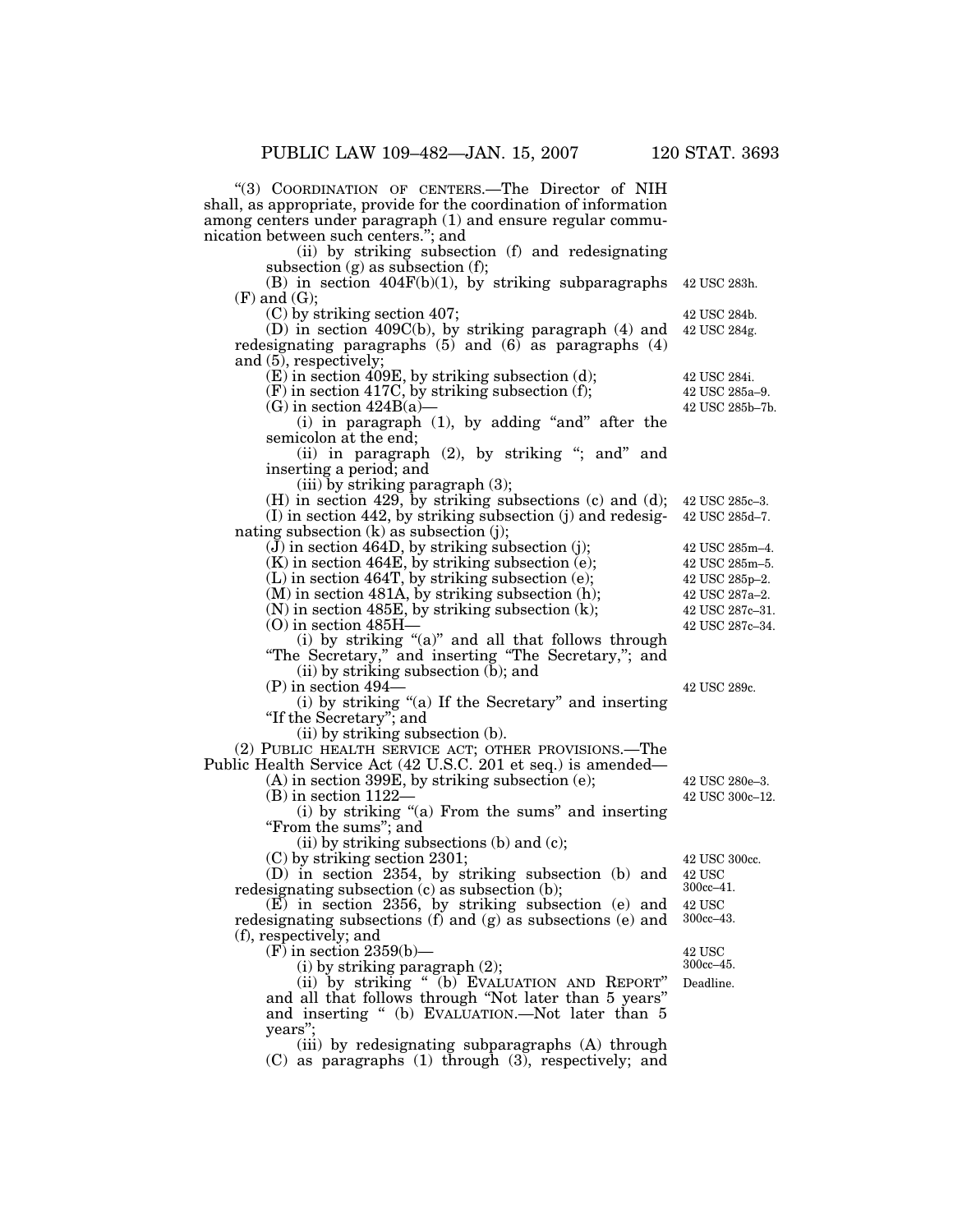"(3) COORDINATION OF CENTERS.—The Director of NIH shall, as appropriate, provide for the coordination of information among centers under paragraph (1) and ensure regular communication between such centers."; and

(ii) by striking subsection (f) and redesignating subsection (g) as subsection (f);

(B) in section 404F(b)(1), by striking subparagraphs (F) and (G); — 42 USC 283h.

(C) by striking section 407; — 42 USC 284b.

(D) in section 409C(b), by striking paragraph (4) and redesignating paragraphs (5) and (6) as paragraphs (4) and (5), respectively; — 42 USC 284g.

(E) in section 409E, by striking subsection (d); — 42 USC 284i.

(F) in section 417C, by striking subsection (f); — 42 USC 285a–9.

(G) in section 424B(a)— — 42 USC 285b–7b.

(i) in paragraph (1), by adding "and" after the semicolon at the end;

(ii) in paragraph (2), by striking "; and" and inserting a period; and

(iii) by striking paragraph (3);

(H) in section 429, by striking subsections (c) and (d); — 42 USC 285c–3.

(I) in section 442, by striking subsection (j) and redesignating subsection (k) as subsection (j); — 42 USC 285d–7.

(J) in section 464D, by striking subsection (j); — 42 USC 285m–4.

(K) in section 464E, by striking subsection (e); — 42 USC 285m–5.

(L) in section 464T, by striking subsection (e); — 42 USC 285p–2.

(M) in section 481A, by striking subsection (h); — 42 USC 287a–2.

(N) in section 485E, by striking subsection (k); — 42 USC 287c–31.

(O) in section 485H— — 42 USC 287c–34.

(i) by striking "(a)" and all that follows through "The Secretary," and inserting "The Secretary,"; and

(ii) by striking subsection (b); and

(P) in section 494— — 42 USC 289c.

(i) by striking "(a) If the Secretary" and inserting "If the Secretary"; and

(ii) by striking subsection (b).

(2) PUBLIC HEALTH SERVICE ACT; OTHER PROVISIONS.—The Public Health Service Act (42 U.S.C. 201 et seq.) is amended—

(A) in section 399E, by striking subsection (e); — 42 USC 280e–3.

(B) in section 1122— — 42 USC 300c–12.

(i) by striking "(a) From the sums" and inserting "From the sums"; and

(ii) by striking subsections (b) and (c);

(C) by striking section 2301; — 42 USC 300cc.

(D) in section 2354, by striking subsection (b) and redesignating subsection (c) as subsection (b); — 42 USC 300cc–41.

(E) in section 2356, by striking subsection (e) and redesignating subsections (f) and (g) as subsections (e) and (f), respectively; and — 42 USC 300cc–43.

(F) in section 2359(b)— — 42 USC 300cc–45.

(i) by striking paragraph (2);

(ii) by striking " (b) EVALUATION AND REPORT" and all that follows through "Not later than 5 years" and inserting " (b) EVALUATION.—Not later than 5 years"; — Deadline.

(iii) by redesignating subparagraphs (A) through (C) as paragraphs (1) through (3), respectively; and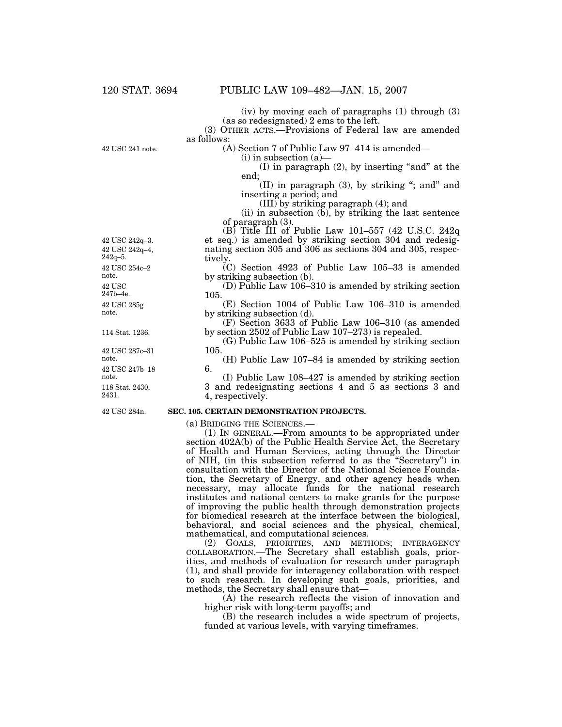(iv) by moving each of paragraphs (1) through (3) (as so redesignated) 2 ems to the left.

(3) OTHER ACTS.—Provisions of Federal law are amended as follows:

42 USC 241 note.

(A) Section 7 of Public Law 97–414 is amended—

(i) in subsection (a)—

(I) in paragraph (2), by inserting "and" at the end;

(II) in paragraph (3), by striking "; and" and inserting a period; and

(III) by striking paragraph (4); and

(ii) in subsection (b), by striking the last sentence of paragraph (3).

42 USC 242q–3. 42 USC 242q–4, 242q–5.

(B) Title III of Public Law 101–557 (42 U.S.C. 242q et seq.) is amended by striking section 304 and redesignating section 305 and 306 as sections 304 and 305, respectively.

42 USC 254c–2 note.

(C) Section 4923 of Public Law 105–33 is amended by striking subsection (b).

42 USC 247b–4e.

(D) Public Law 106–310 is amended by striking section 105.

42 USC 285g note.

(E) Section 1004 of Public Law 106–310 is amended by striking subsection (d).

114 Stat. 1236.

(F) Section 3633 of Public Law 106–310 (as amended by section 2502 of Public Law 107–273) is repealed.

42 USC 287c–31 note.

(G) Public Law 106–525 is amended by striking section 105.

42 USC 247b–18 note.

(H) Public Law 107–84 is amended by striking section 6.

118 Stat. 2430, 2431.

(I) Public Law 108–427 is amended by striking section 3 and redesignating sections 4 and 5 as sections 3 and 4, respectively.

42 USC 284n.

**SEC. 105. CERTAIN DEMONSTRATION PROJECTS.**

(a) BRIDGING THE SCIENCES.—

(1) IN GENERAL.—From amounts to be appropriated under section 402A(b) of the Public Health Service Act, the Secretary of Health and Human Services, acting through the Director of NIH, (in this subsection referred to as the "Secretary") in consultation with the Director of the National Science Foundation, the Secretary of Energy, and other agency heads when necessary, may allocate funds for the national research institutes and national centers to make grants for the purpose of improving the public health through demonstration projects for biomedical research at the interface between the biological, behavioral, and social sciences and the physical, chemical, mathematical, and computational sciences.

(2) GOALS, PRIORITIES, AND METHODS; INTERAGENCY COLLABORATION.—The Secretary shall establish goals, priorities, and methods of evaluation for research under paragraph (1), and shall provide for interagency collaboration with respect to such research. In developing such goals, priorities, and methods, the Secretary shall ensure that—

(A) the research reflects the vision of innovation and higher risk with long-term payoffs; and

(B) the research includes a wide spectrum of projects, funded at various levels, with varying timeframes.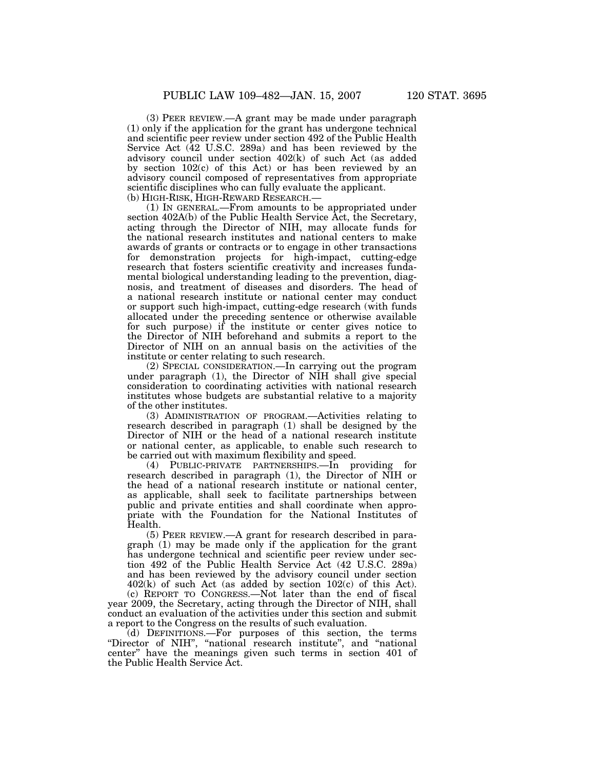(3) PEER REVIEW.—A grant may be made under paragraph (1) only if the application for the grant has undergone technical and scientific peer review under section 492 of the Public Health Service Act (42 U.S.C. 289a) and has been reviewed by the advisory council under section 402(k) of such Act (as added by section 102(c) of this Act) or has been reviewed by an advisory council composed of representatives from appropriate scientific disciplines who can fully evaluate the applicant.

(b) HIGH-RISK, HIGH-REWARD RESEARCH.—

(1) IN GENERAL.—From amounts to be appropriated under section 402A(b) of the Public Health Service Act, the Secretary, acting through the Director of NIH, may allocate funds for the national research institutes and national centers to make awards of grants or contracts or to engage in other transactions for demonstration projects for high-impact, cutting-edge research that fosters scientific creativity and increases fundamental biological understanding leading to the prevention, diagnosis, and treatment of diseases and disorders. The head of a national research institute or national center may conduct or support such high-impact, cutting-edge research (with funds allocated under the preceding sentence or otherwise available for such purpose) if the institute or center gives notice to the Director of NIH beforehand and submits a report to the Director of NIH on an annual basis on the activities of the institute or center relating to such research.

(2) SPECIAL CONSIDERATION.—In carrying out the program under paragraph (1), the Director of NIH shall give special consideration to coordinating activities with national research institutes whose budgets are substantial relative to a majority of the other institutes.

(3) ADMINISTRATION OF PROGRAM.—Activities relating to research described in paragraph (1) shall be designed by the Director of NIH or the head of a national research institute or national center, as applicable, to enable such research to be carried out with maximum flexibility and speed.

(4) PUBLIC-PRIVATE PARTNERSHIPS.—In providing for research described in paragraph (1), the Director of NIH or the head of a national research institute or national center, as applicable, shall seek to facilitate partnerships between public and private entities and shall coordinate when appropriate with the Foundation for the National Institutes of Health.

(5) PEER REVIEW.—A grant for research described in paragraph (1) may be made only if the application for the grant has undergone technical and scientific peer review under section 492 of the Public Health Service Act (42 U.S.C. 289a) and has been reviewed by the advisory council under section 402(k) of such Act (as added by section 102(c) of this Act).

(c) REPORT TO CONGRESS.—Not later than the end of fiscal year 2009, the Secretary, acting through the Director of NIH, shall conduct an evaluation of the activities under this section and submit a report to the Congress on the results of such evaluation.

(d) DEFINITIONS.—For purposes of this section, the terms "Director of NIH", "national research institute", and "national center" have the meanings given such terms in section 401 of the Public Health Service Act.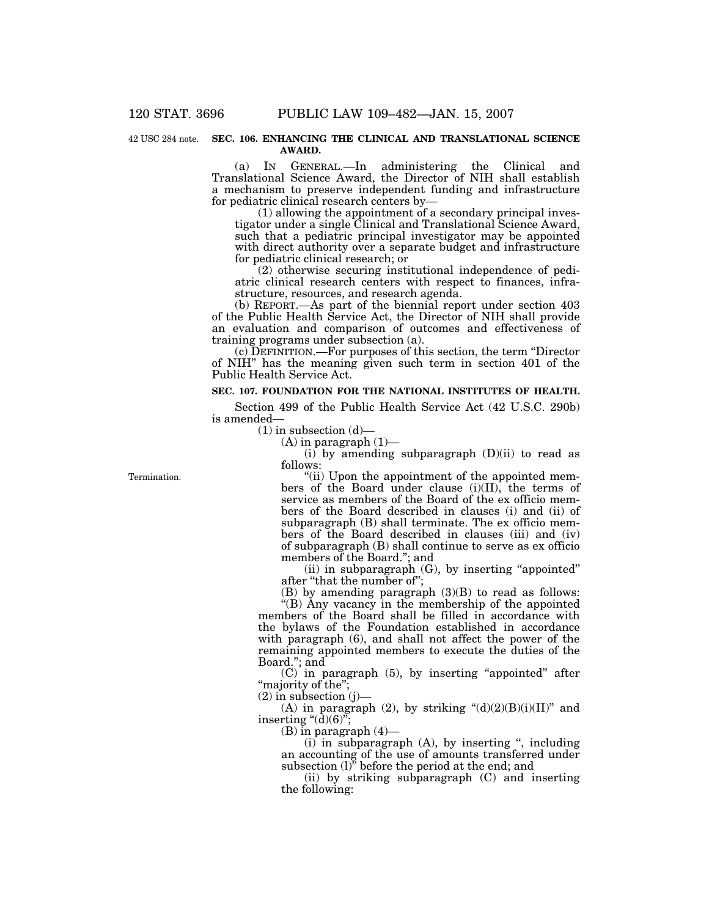42 USC 284 note.

**SEC. 106. ENHANCING THE CLINICAL AND TRANSLATIONAL SCIENCE AWARD.**

(a) IN GENERAL.—In administering the Clinical and Translational Science Award, the Director of NIH shall establish a mechanism to preserve independent funding and infrastructure for pediatric clinical research centers by—

(1) allowing the appointment of a secondary principal investigator under a single Clinical and Translational Science Award, such that a pediatric principal investigator may be appointed with direct authority over a separate budget and infrastructure for pediatric clinical research; or

(2) otherwise securing institutional independence of pediatric clinical research centers with respect to finances, infrastructure, resources, and research agenda.

(b) REPORT.—As part of the biennial report under section 403 of the Public Health Service Act, the Director of NIH shall provide an evaluation and comparison of outcomes and effectiveness of training programs under subsection (a).

(c) DEFINITION.—For purposes of this section, the term "Director of NIH" has the meaning given such term in section 401 of the Public Health Service Act.

**SEC. 107. FOUNDATION FOR THE NATIONAL INSTITUTES OF HEALTH.**

Section 499 of the Public Health Service Act (42 U.S.C. 290b) is amended—

(1) in subsection (d)—

(A) in paragraph (1)—

(i) by amending subparagraph (D)(ii) to read as follows:

Termination.

"(ii) Upon the appointment of the appointed members of the Board under clause (i)(II), the terms of service as members of the Board of the ex officio members of the Board described in clauses (i) and (ii) of subparagraph (B) shall terminate. The ex officio members of the Board described in clauses (iii) and (iv) of subparagraph (B) shall continue to serve as ex officio members of the Board."; and

(ii) in subparagraph (G), by inserting "appointed" after "that the number of";

(B) by amending paragraph (3)(B) to read as follows:

"(B) Any vacancy in the membership of the appointed members of the Board shall be filled in accordance with the bylaws of the Foundation established in accordance with paragraph (6), and shall not affect the power of the remaining appointed members to execute the duties of the Board."; and

(C) in paragraph (5), by inserting "appointed" after "majority of the";

(2) in subsection (j)—

(A) in paragraph (2), by striking "(d)(2)(B)(i)(II)" and inserting "(d)(6)";

(B) in paragraph (4)—

(i) in subparagraph (A), by inserting ", including an accounting of the use of amounts transferred under subsection (l)" before the period at the end; and

(ii) by striking subparagraph (C) and inserting the following: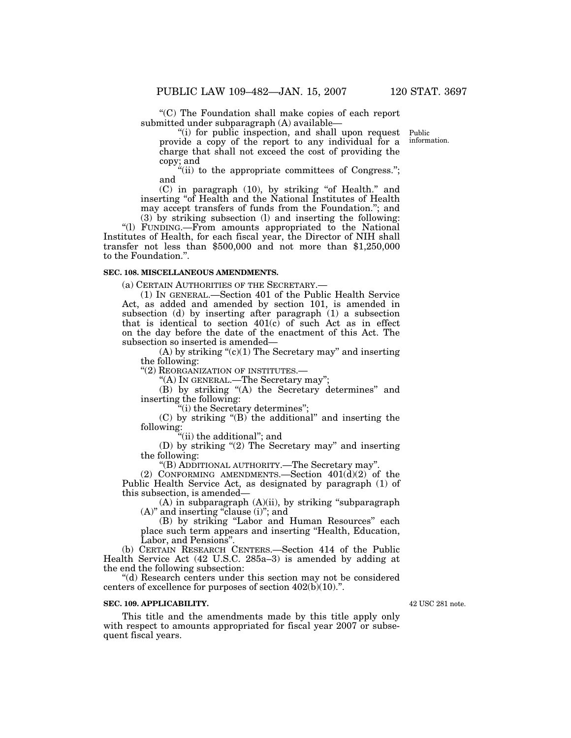"(C) The Foundation shall make copies of each report submitted under subparagraph (A) available—

"(i) for public inspection, and shall upon request provide a copy of the report to any individual for a charge that shall not exceed the cost of providing the copy; and

Public information.

"(ii) to the appropriate committees of Congress."; and

(C) in paragraph (10), by striking "of Health." and inserting "of Health and the National Institutes of Health may accept transfers of funds from the Foundation."; and

(3) by striking subsection (l) and inserting the following:

"(l) FUNDING.—From amounts appropriated to the National Institutes of Health, for each fiscal year, the Director of NIH shall transfer not less than $500,000 and not more than $1,250,000 to the Foundation.".

**SEC. 108. MISCELLANEOUS AMENDMENTS.**

(a) CERTAIN AUTHORITIES OF THE SECRETARY.—

(1) IN GENERAL.—Section 401 of the Public Health Service Act, as added and amended by section 101, is amended in subsection (d) by inserting after paragraph (1) a subsection that is identical to section 401(c) of such Act as in effect on the day before the date of the enactment of this Act. The subsection so inserted is amended—

(A) by striking "(c)(1) The Secretary may" and inserting the following:

"(2) REORGANIZATION OF INSTITUTES.—

"(A) IN GENERAL.—The Secretary may";

(B) by striking "(A) the Secretary determines" and inserting the following:

"(i) the Secretary determines";

(C) by striking "(B) the additional" and inserting the following:

"(ii) the additional"; and

(D) by striking "(2) The Secretary may" and inserting the following:

"(B) ADDITIONAL AUTHORITY.—The Secretary may".

(2) CONFORMING AMENDMENTS.—Section 401(d)(2) of the Public Health Service Act, as designated by paragraph (1) of this subsection, is amended—

(A) in subparagraph (A)(ii), by striking "subparagraph (A)" and inserting "clause (i)"; and

(B) by striking "Labor and Human Resources" each place such term appears and inserting "Health, Education, Labor, and Pensions".

(b) CERTAIN RESEARCH CENTERS.—Section 414 of the Public Health Service Act (42 U.S.C. 285a–3) is amended by adding at the end the following subsection:

"(d) Research centers under this section may not be considered centers of excellence for purposes of section 402(b)(10).".

**SEC. 109. APPLICABILITY.**

42 USC 281 note.

This title and the amendments made by this title apply only with respect to amounts appropriated for fiscal year 2007 or subsequent fiscal years.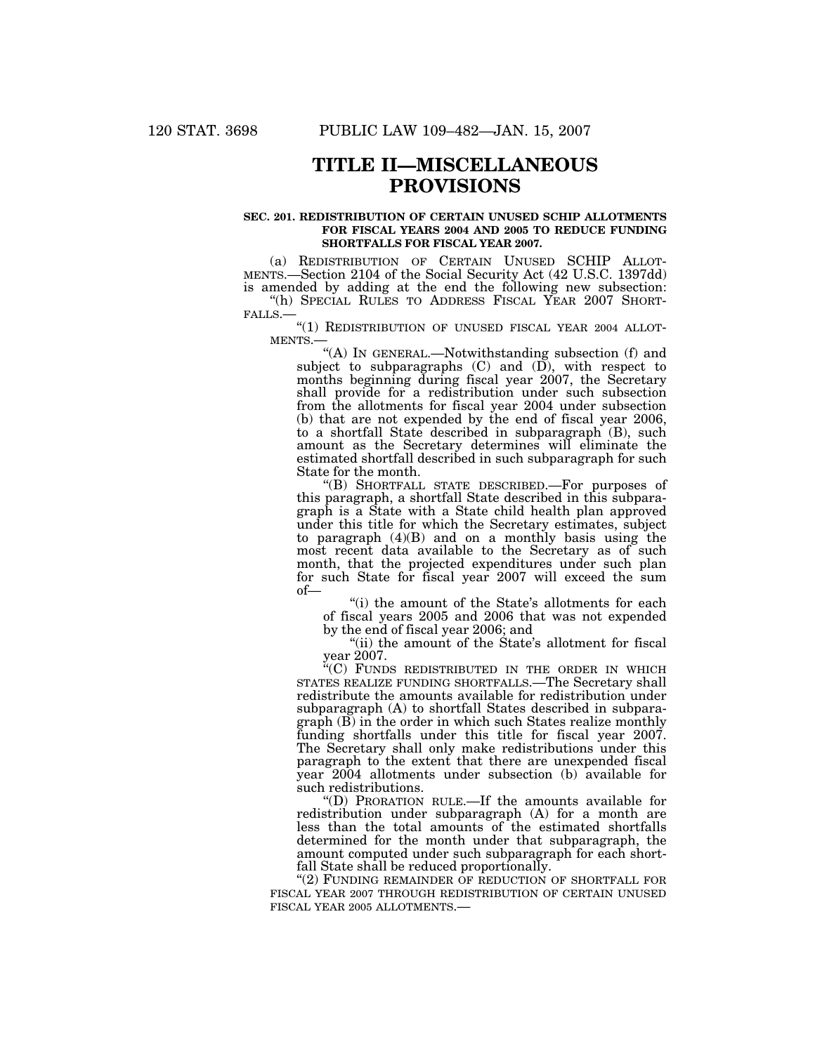# TITLE II—MISCELLANEOUS PROVISIONS

### SEC. 201. REDISTRIBUTION OF CERTAIN UNUSED SCHIP ALLOTMENTS FOR FISCAL YEARS 2004 AND 2005 TO REDUCE FUNDING SHORTFALLS FOR FISCAL YEAR 2007.

(a) REDISTRIBUTION OF CERTAIN UNUSED SCHIP ALLOTMENTS.—Section 2104 of the Social Security Act (42 U.S.C. 1397dd) is amended by adding at the end the following new subsection:

"(h) SPECIAL RULES TO ADDRESS FISCAL YEAR 2007 SHORTFALLS.—

"(1) REDISTRIBUTION OF UNUSED FISCAL YEAR 2004 ALLOTMENTS.—

"(A) IN GENERAL.—Notwithstanding subsection (f) and subject to subparagraphs (C) and (D), with respect to months beginning during fiscal year 2007, the Secretary shall provide for a redistribution under such subsection from the allotments for fiscal year 2004 under subsection (b) that are not expended by the end of fiscal year 2006, to a shortfall State described in subparagraph (B), such amount as the Secretary determines will eliminate the estimated shortfall described in such subparagraph for such State for the month.

"(B) SHORTFALL STATE DESCRIBED.—For purposes of this paragraph, a shortfall State described in this subparagraph is a State with a State child health plan approved under this title for which the Secretary estimates, subject to paragraph (4)(B) and on a monthly basis using the most recent data available to the Secretary as of such month, that the projected expenditures under such plan for such State for fiscal year 2007 will exceed the sum of—

"(i) the amount of the State's allotments for each of fiscal years 2005 and 2006 that was not expended by the end of fiscal year 2006; and

"(ii) the amount of the State's allotment for fiscal year 2007.

"(C) FUNDS REDISTRIBUTED IN THE ORDER IN WHICH STATES REALIZE FUNDING SHORTFALLS.—The Secretary shall redistribute the amounts available for redistribution under subparagraph (A) to shortfall States described in subparagraph (B) in the order in which such States realize monthly funding shortfalls under this title for fiscal year 2007. The Secretary shall only make redistributions under this paragraph to the extent that there are unexpended fiscal year 2004 allotments under subsection (b) available for such redistributions.

"(D) PRORATION RULE.—If the amounts available for redistribution under subparagraph (A) for a month are less than the total amounts of the estimated shortfalls determined for the month under that subparagraph, the amount computed under such subparagraph for each shortfall State shall be reduced proportionally.

"(2) FUNDING REMAINDER OF REDUCTION OF SHORTFALL FOR FISCAL YEAR 2007 THROUGH REDISTRIBUTION OF CERTAIN UNUSED FISCAL YEAR 2005 ALLOTMENTS.—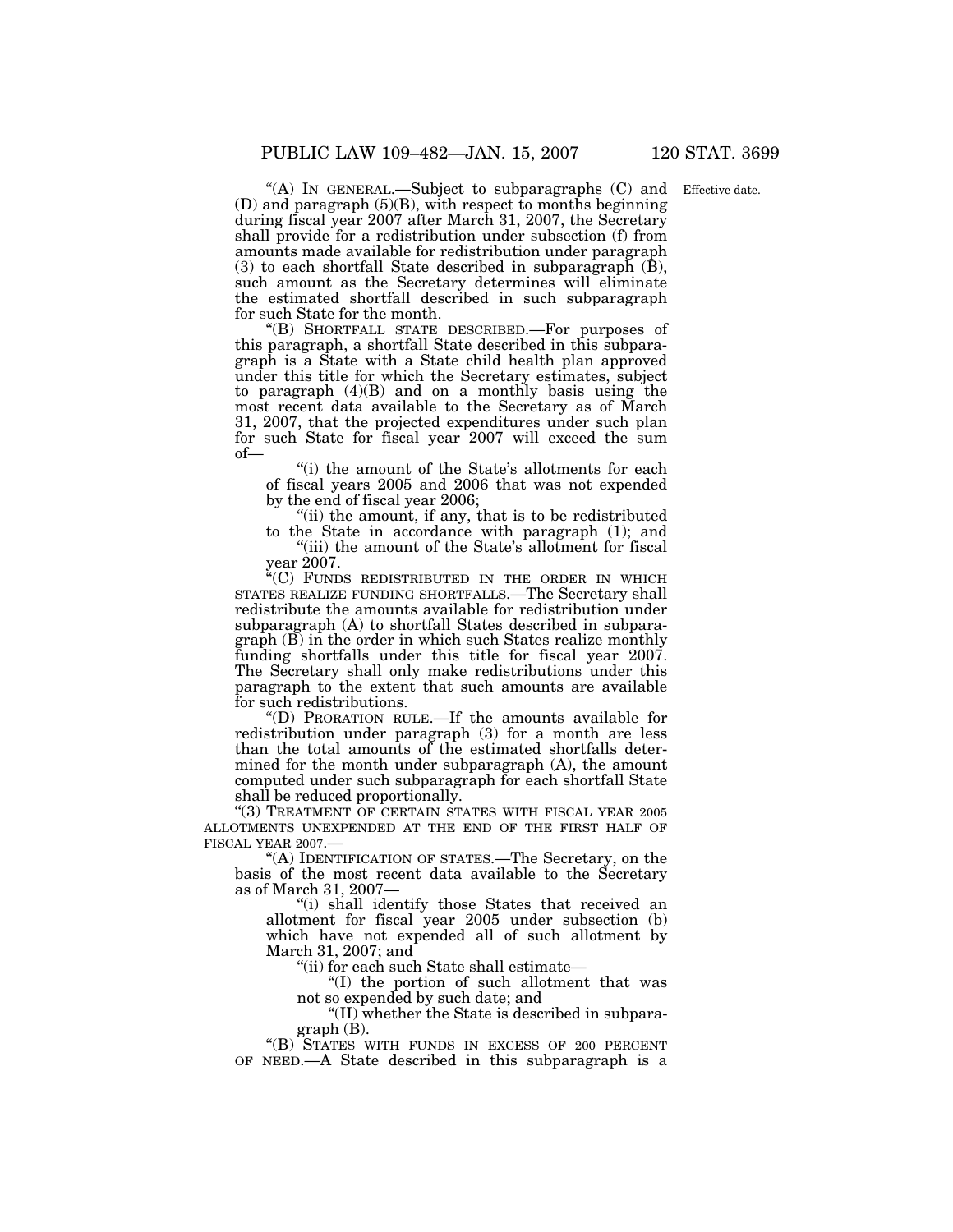"(A) IN GENERAL.—Subject to subparagraphs (C) and (D) and paragraph (5)(B), with respect to months beginning during fiscal year 2007 after March 31, 2007, the Secretary shall provide for a redistribution under subsection (f) from amounts made available for redistribution under paragraph (3) to each shortfall State described in subparagraph (B), such amount as the Secretary determines will eliminate the estimated shortfall described in such subparagraph for such State for the month.

Effective date.

"(B) SHORTFALL STATE DESCRIBED.—For purposes of this paragraph, a shortfall State described in this subparagraph is a State with a State child health plan approved under this title for which the Secretary estimates, subject to paragraph (4)(B) and on a monthly basis using the most recent data available to the Secretary as of March 31, 2007, that the projected expenditures under such plan for such State for fiscal year 2007 will exceed the sum of—

"(i) the amount of the State's allotments for each of fiscal years 2005 and 2006 that was not expended by the end of fiscal year 2006;

"(ii) the amount, if any, that is to be redistributed to the State in accordance with paragraph (1); and

"(iii) the amount of the State's allotment for fiscal year 2007.

"(C) FUNDS REDISTRIBUTED IN THE ORDER IN WHICH STATES REALIZE FUNDING SHORTFALLS.—The Secretary shall redistribute the amounts available for redistribution under subparagraph (A) to shortfall States described in subparagraph (B) in the order in which such States realize monthly funding shortfalls under this title for fiscal year 2007. The Secretary shall only make redistributions under this paragraph to the extent that such amounts are available for such redistributions.

"(D) PRORATION RULE.—If the amounts available for redistribution under paragraph (3) for a month are less than the total amounts of the estimated shortfalls determined for the month under subparagraph (A), the amount computed under such subparagraph for each shortfall State shall be reduced proportionally.

"(3) TREATMENT OF CERTAIN STATES WITH FISCAL YEAR 2005 ALLOTMENTS UNEXPENDED AT THE END OF THE FIRST HALF OF FISCAL YEAR 2007.—

"(A) IDENTIFICATION OF STATES.—The Secretary, on the basis of the most recent data available to the Secretary as of March 31, 2007—

"(i) shall identify those States that received an allotment for fiscal year 2005 under subsection (b) which have not expended all of such allotment by March 31, 2007; and

"(ii) for each such State shall estimate—

"(I) the portion of such allotment that was not so expended by such date; and

"(II) whether the State is described in subparagraph (B).

"(B) STATES WITH FUNDS IN EXCESS OF 200 PERCENT OF NEED.—A State described in this subparagraph is a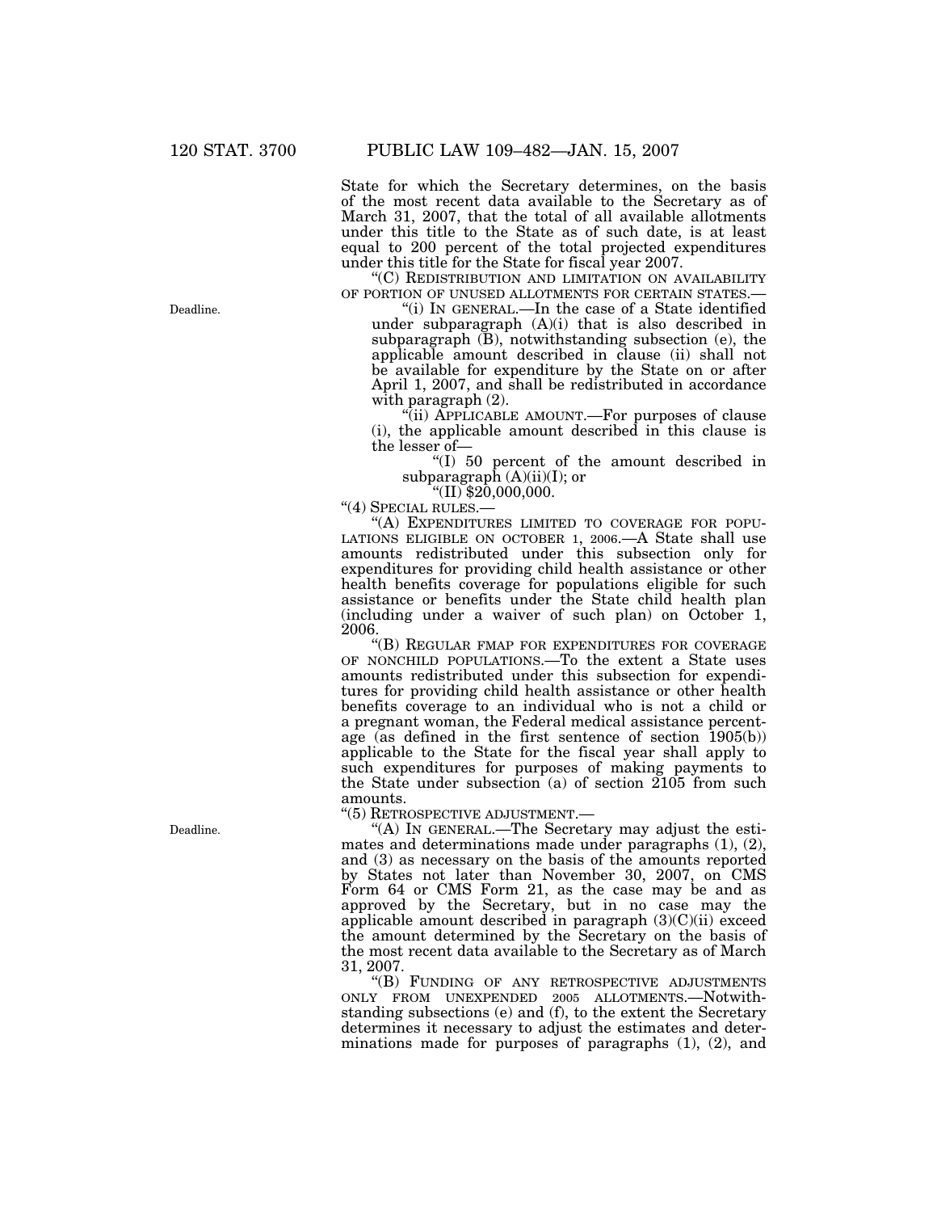State for which the Secretary determines, on the basis of the most recent data available to the Secretary as of March 31, 2007, that the total of all available allotments under this title to the State as of such date, is at least equal to 200 percent of the total projected expenditures under this title for the State for fiscal year 2007.

"(C) REDISTRIBUTION AND LIMITATION ON AVAILABILITY OF PORTION OF UNUSED ALLOTMENTS FOR CERTAIN STATES.—

Deadline.

"(i) IN GENERAL.—In the case of a State identified under subparagraph (A)(i) that is also described in subparagraph (B), notwithstanding subsection (e), the applicable amount described in clause (ii) shall not be available for expenditure by the State on or after April 1, 2007, and shall be redistributed in accordance with paragraph (2).

"(ii) APPLICABLE AMOUNT.—For purposes of clause (i), the applicable amount described in this clause is the lesser of—

"(I) 50 percent of the amount described in subparagraph (A)(ii)(I); or

"(II) $20,000,000.

"(4) SPECIAL RULES.—

"(A) EXPENDITURES LIMITED TO COVERAGE FOR POPULATIONS ELIGIBLE ON OCTOBER 1, 2006.—A State shall use amounts redistributed under this subsection only for expenditures for providing child health assistance or other health benefits coverage for populations eligible for such assistance or benefits under the State child health plan (including under a waiver of such plan) on October 1, 2006.

"(B) REGULAR FMAP FOR EXPENDITURES FOR COVERAGE OF NONCHILD POPULATIONS.—To the extent a State uses amounts redistributed under this subsection for expenditures for providing child health assistance or other health benefits coverage to an individual who is not a child or a pregnant woman, the Federal medical assistance percentage (as defined in the first sentence of section 1905(b)) applicable to the State for the fiscal year shall apply to such expenditures for purposes of making payments to the State under subsection (a) of section 2105 from such amounts.

"(5) RETROSPECTIVE ADJUSTMENT.—

Deadline.

"(A) IN GENERAL.—The Secretary may adjust the estimates and determinations made under paragraphs (1), (2), and (3) as necessary on the basis of the amounts reported by States not later than November 30, 2007, on CMS Form 64 or CMS Form 21, as the case may be and as approved by the Secretary, but in no case may the applicable amount described in paragraph (3)(C)(ii) exceed the amount determined by the Secretary on the basis of the most recent data available to the Secretary as of March 31, 2007.

"(B) FUNDING OF ANY RETROSPECTIVE ADJUSTMENTS ONLY FROM UNEXPENDED 2005 ALLOTMENTS.—Notwithstanding subsections (e) and (f), to the extent the Secretary determines it necessary to adjust the estimates and determinations made for purposes of paragraphs (1), (2), and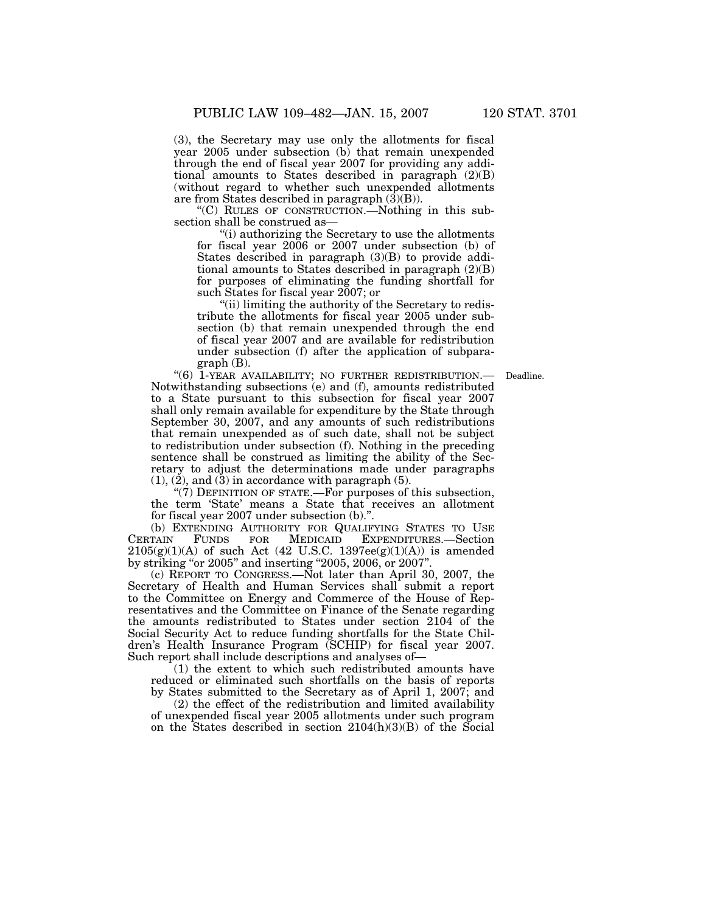(3), the Secretary may use only the allotments for fiscal year 2005 under subsection (b) that remain unexpended through the end of fiscal year 2007 for providing any additional amounts to States described in paragraph (2)(B) (without regard to whether such unexpended allotments are from States described in paragraph (3)(B)).

"(C) RULES OF CONSTRUCTION.—Nothing in this subsection shall be construed as—

"(i) authorizing the Secretary to use the allotments for fiscal year 2006 or 2007 under subsection (b) of States described in paragraph (3)(B) to provide additional amounts to States described in paragraph (2)(B) for purposes of eliminating the funding shortfall for such States for fiscal year 2007; or

"(ii) limiting the authority of the Secretary to redistribute the allotments for fiscal year 2005 under subsection (b) that remain unexpended through the end of fiscal year 2007 and are available for redistribution under subsection (f) after the application of subparagraph (B).

Deadline.

"(6) 1-YEAR AVAILABILITY; NO FURTHER REDISTRIBUTION.— Notwithstanding subsections (e) and (f), amounts redistributed to a State pursuant to this subsection for fiscal year 2007 shall only remain available for expenditure by the State through September 30, 2007, and any amounts of such redistributions that remain unexpended as of such date, shall not be subject to redistribution under subsection (f). Nothing in the preceding sentence shall be construed as limiting the ability of the Secretary to adjust the determinations made under paragraphs (1), (2), and (3) in accordance with paragraph (5).

"(7) DEFINITION OF STATE.—For purposes of this subsection, the term 'State' means a State that receives an allotment for fiscal year 2007 under subsection (b).".

(b) EXTENDING AUTHORITY FOR QUALIFYING STATES TO USE CERTAIN FUNDS FOR MEDICAID EXPENDITURES.—Section 2105(g)(1)(A) of such Act (42 U.S.C. 1397ee(g)(1)(A)) is amended by striking "or 2005" and inserting "2005, 2006, or 2007".

(c) REPORT TO CONGRESS.—Not later than April 30, 2007, the Secretary of Health and Human Services shall submit a report to the Committee on Energy and Commerce of the House of Representatives and the Committee on Finance of the Senate regarding the amounts redistributed to States under section 2104 of the Social Security Act to reduce funding shortfalls for the State Children's Health Insurance Program (SCHIP) for fiscal year 2007. Such report shall include descriptions and analyses of—

(1) the extent to which such redistributed amounts have reduced or eliminated such shortfalls on the basis of reports by States submitted to the Secretary as of April 1, 2007; and

(2) the effect of the redistribution and limited availability of unexpended fiscal year 2005 allotments under such program on the States described in section 2104(h)(3)(B) of the Social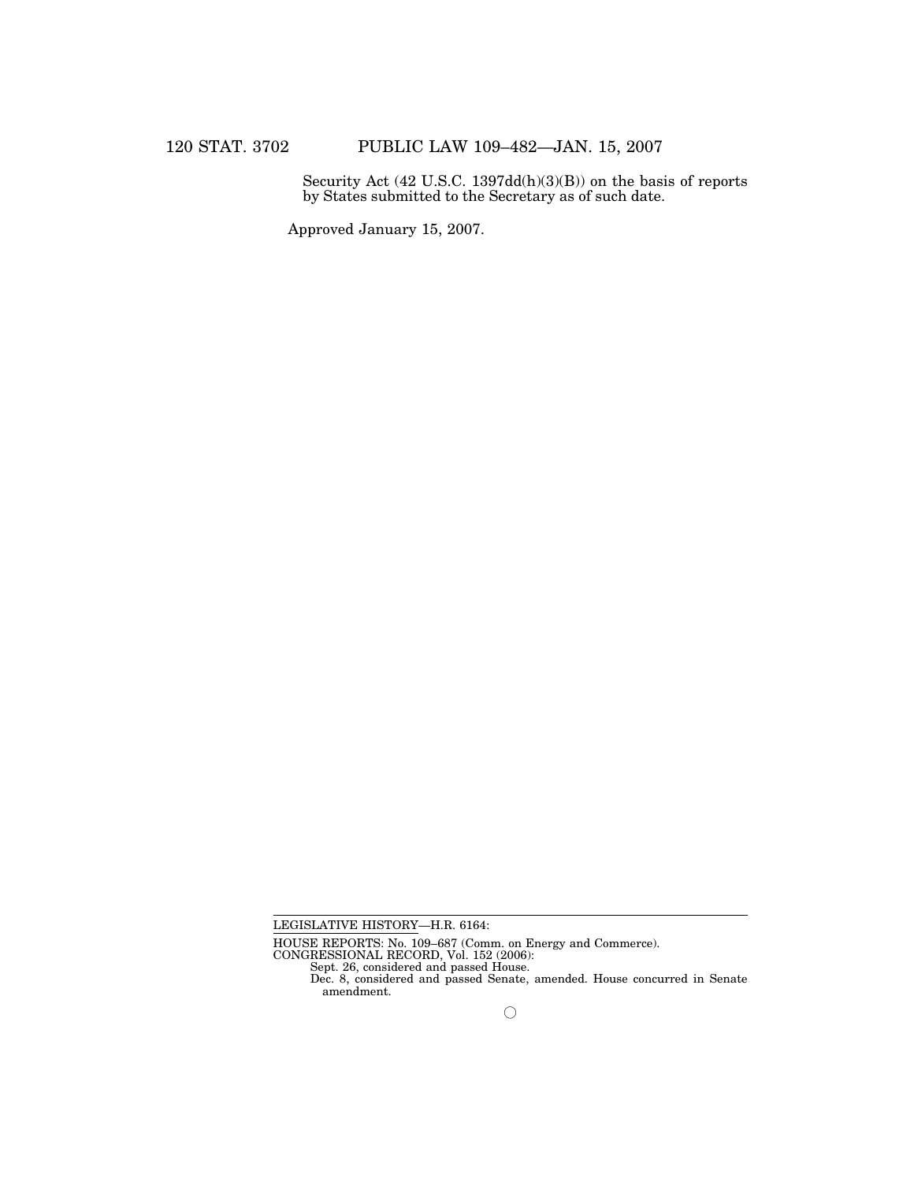Security Act (42 U.S.C. 1397dd(h)(3)(B)) on the basis of reports by States submitted to the Secretary as of such date.

Approved January 15, 2007.

---

LEGISLATIVE HISTORY—H.R. 6164:

HOUSE REPORTS: No. 109–687 (Comm. on Energy and Commerce).
CONGRESSIONAL RECORD, Vol. 152 (2006):
Sept. 26, considered and passed House.
Dec. 8, considered and passed Senate, amended. House concurred in Senate amendment.

○